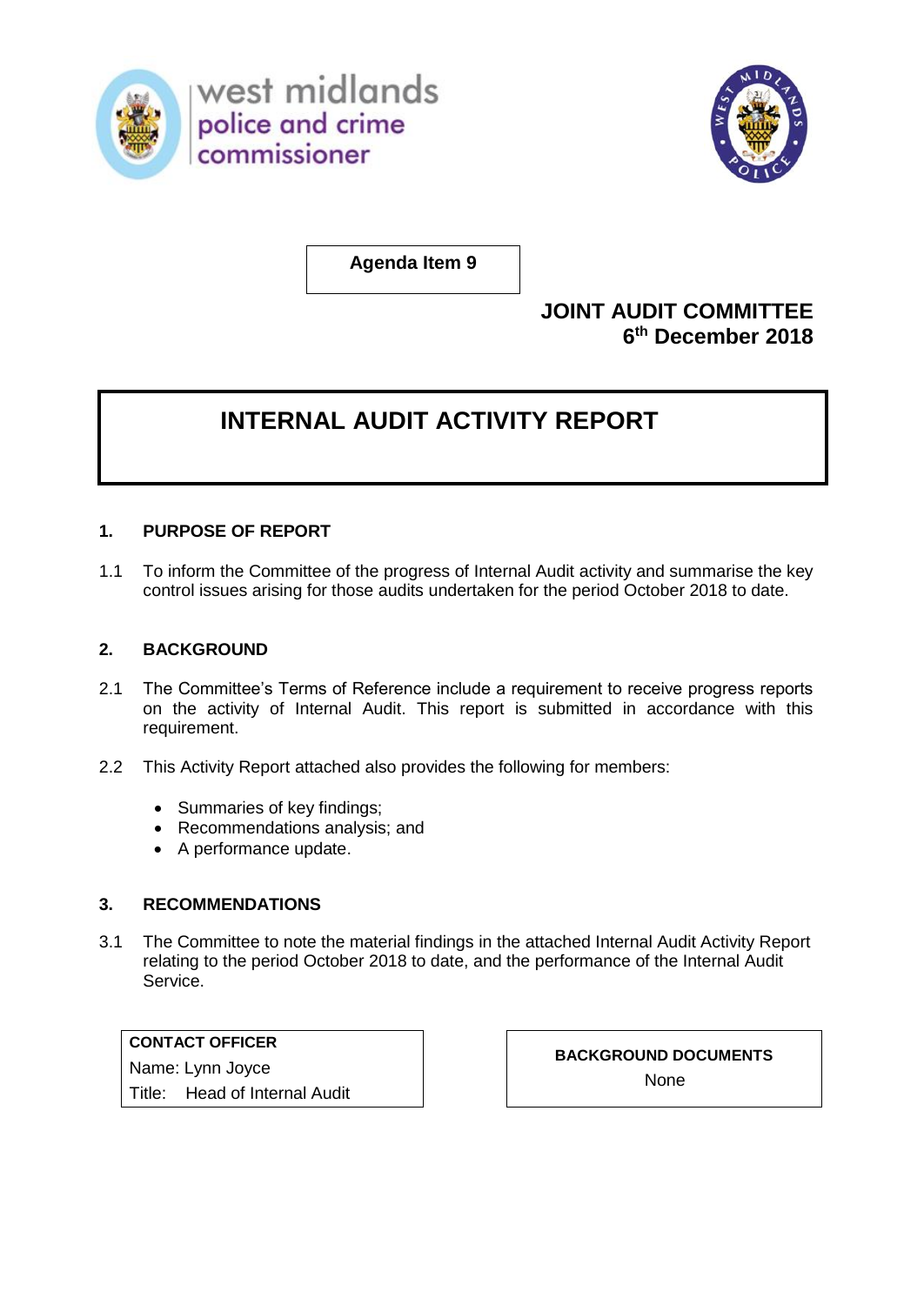west midlands
police and crime
commissioner

**Agenda Item 9**

**JOINT AUDIT COMMITTEE**
**6th December 2018**

# INTERNAL AUDIT ACTIVITY REPORT

## 1. PURPOSE OF REPORT

1.1 To inform the Committee of the progress of Internal Audit activity and summarise the key control issues arising for those audits undertaken for the period October 2018 to date.

## 2. BACKGROUND

2.1 The Committee's Terms of Reference include a requirement to receive progress reports on the activity of Internal Audit. This report is submitted in accordance with this requirement.

2.2 This Activity Report attached also provides the following for members:

- Summaries of key findings;
- Recommendations analysis; and
- A performance update.

## 3. RECOMMENDATIONS

3.1 The Committee to note the material findings in the attached Internal Audit Activity Report relating to the period October 2018 to date, and the performance of the Internal Audit Service.

| **CONTACT OFFICER** |
|---|
| Name: Lynn Joyce |
| Title: Head of Internal Audit |

| **BACKGROUND DOCUMENTS** |
|---|
| None |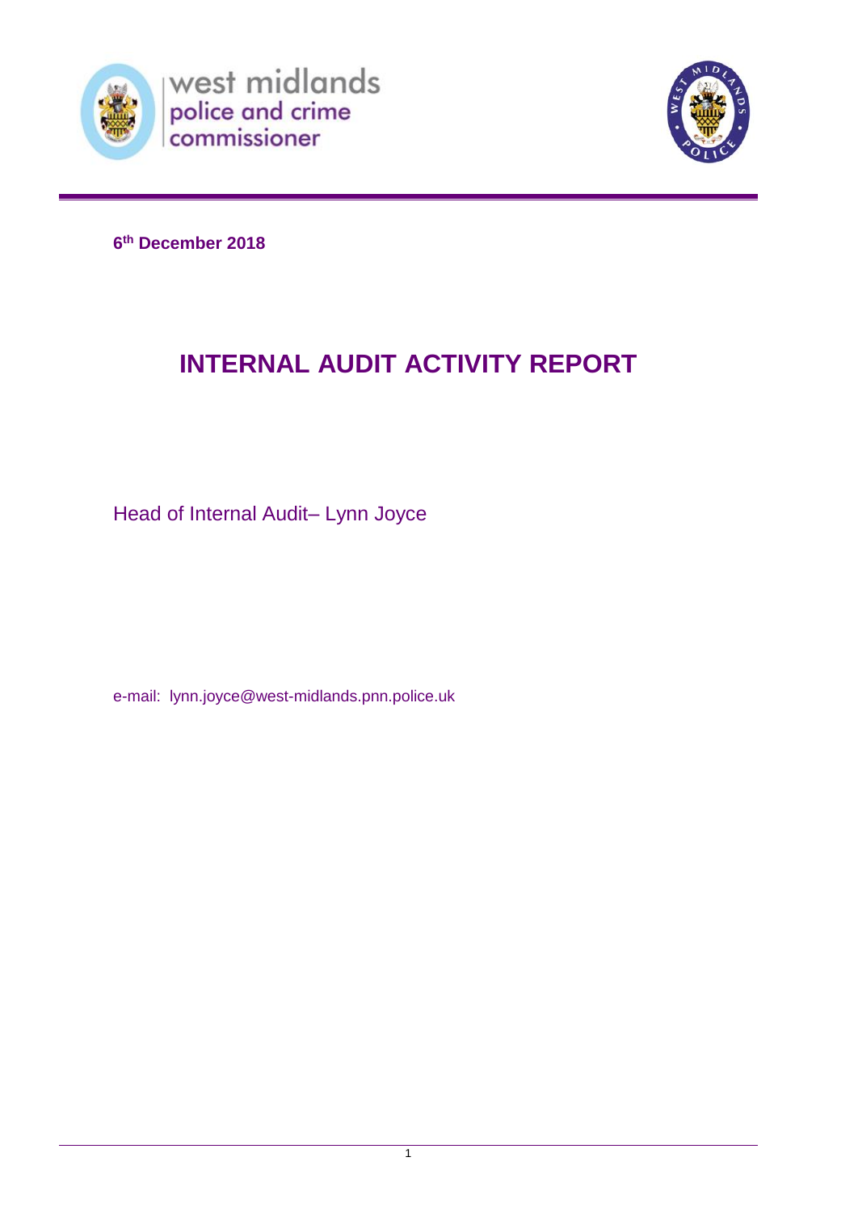west midlands police and crime commissioner

**6th December 2018**

# INTERNAL AUDIT ACTIVITY REPORT

Head of Internal Audit– Lynn Joyce

e-mail: lynn.joyce@west-midlands.pnn.police.uk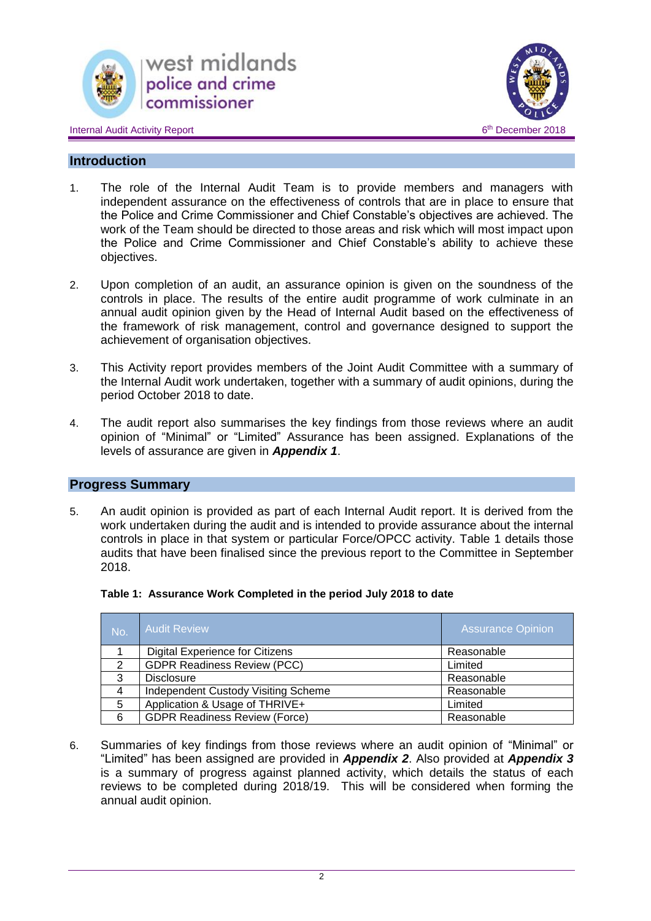## Introduction

1. The role of the Internal Audit Team is to provide members and managers with independent assurance on the effectiveness of controls that are in place to ensure that the Police and Crime Commissioner and Chief Constable's objectives are achieved. The work of the Team should be directed to those areas and risk which will most impact upon the Police and Crime Commissioner and Chief Constable's ability to achieve these objectives.

2. Upon completion of an audit, an assurance opinion is given on the soundness of the controls in place. The results of the entire audit programme of work culminate in an annual audit opinion given by the Head of Internal Audit based on the effectiveness of the framework of risk management, control and governance designed to support the achievement of organisation objectives.

3. This Activity report provides members of the Joint Audit Committee with a summary of the Internal Audit work undertaken, together with a summary of audit opinions, during the period October 2018 to date.

4. The audit report also summarises the key findings from those reviews where an audit opinion of "Minimal" or "Limited" Assurance has been assigned. Explanations of the levels of assurance are given in ***Appendix 1***.

## Progress Summary

5. An audit opinion is provided as part of each Internal Audit report. It is derived from the work undertaken during the audit and is intended to provide assurance about the internal controls in place in that system or particular Force/OPCC activity. Table 1 details those audits that have been finalised since the previous report to the Committee in September 2018.

**Table 1: Assurance Work Completed in the period July 2018 to date**

| No. | Audit Review | Assurance Opinion |
|---|---|---|
| 1 | Digital Experience for Citizens | Reasonable |
| 2 | GDPR Readiness Review (PCC) | Limited |
| 3 | Disclosure | Reasonable |
| 4 | Independent Custody Visiting Scheme | Reasonable |
| 5 | Application & Usage of THRIVE+ | Limited |
| 6 | GDPR Readiness Review (Force) | Reasonable |

6. Summaries of key findings from those reviews where an audit opinion of "Minimal" or "Limited" has been assigned are provided in ***Appendix 2***. Also provided at ***Appendix 3*** is a summary of progress against planned activity, which details the status of each reviews to be completed during 2018/19. This will be considered when forming the annual audit opinion.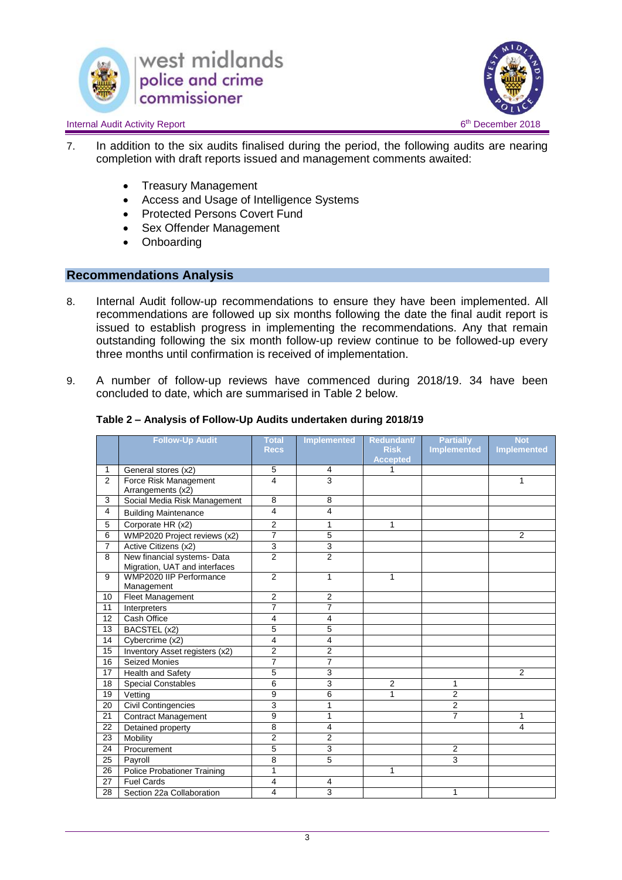7. In addition to the six audits finalised during the period, the following audits are nearing completion with draft reports issued and management comments awaited:

   - Treasury Management
   - Access and Usage of Intelligence Systems
   - Protected Persons Covert Fund
   - Sex Offender Management
   - Onboarding

## Recommendations Analysis

8. Internal Audit follow-up recommendations to ensure they have been implemented. All recommendations are followed up six months following the date the final audit report is issued to establish progress in implementing the recommendations. Any that remain outstanding following the six month follow-up review continue to be followed-up every three months until confirmation is received of implementation.

9. A number of follow-up reviews have commenced during 2018/19. 34 have been concluded to date, which are summarised in Table 2 below.

**Table 2 – Analysis of Follow-Up Audits undertaken during 2018/19**

| | Follow-Up Audit | Total Recs | Implemented | Redundant/ Risk Accepted | Partially Implemented | Not Implemented |
|---|---|---|---|---|---|---|
| 1 | General stores (x2) | 5 | 4 | 1 | | |
| 2 | Force Risk Management Arrangements (x2) | 4 | 3 | | | 1 |
| 3 | Social Media Risk Management | 8 | 8 | | | |
| 4 | Building Maintenance | 4 | 4 | | | |
| 5 | Corporate HR (x2) | 2 | 1 | 1 | | |
| 6 | WMP2020 Project reviews (x2) | 7 | 5 | | | 2 |
| 7 | Active Citizens (x2) | 3 | 3 | | | |
| 8 | New financial systems- Data Migration, UAT and interfaces | 2 | 2 | | | |
| 9 | WMP2020 IIP Performance Management | 2 | 1 | 1 | | |
| 10 | Fleet Management | 2 | 2 | | | |
| 11 | Interpreters | 7 | 7 | | | |
| 12 | Cash Office | 4 | 4 | | | |
| 13 | BACSTEL (x2) | 5 | 5 | | | |
| 14 | Cybercrime (x2) | 4 | 4 | | | |
| 15 | Inventory Asset registers (x2) | 2 | 2 | | | |
| 16 | Seized Monies | 7 | 7 | | | |
| 17 | Health and Safety | 5 | 3 | | | 2 |
| 18 | Special Constables | 6 | 3 | 2 | 1 | |
| 19 | Vetting | 9 | 6 | 1 | 2 | |
| 20 | Civil Contingencies | 3 | 1 | | 2 | |
| 21 | Contract Management | 9 | 1 | | 7 | 1 |
| 22 | Detained property | 8 | 4 | | | 4 |
| 23 | Mobility | 2 | 2 | | | |
| 24 | Procurement | 5 | 3 | | 2 | |
| 25 | Payroll | 8 | 5 | | 3 | |
| 26 | Police Probationer Training | 1 | | 1 | | |
| 27 | Fuel Cards | 4 | 4 | | | |
| 28 | Section 22a Collaboration | 4 | 3 | | 1 | |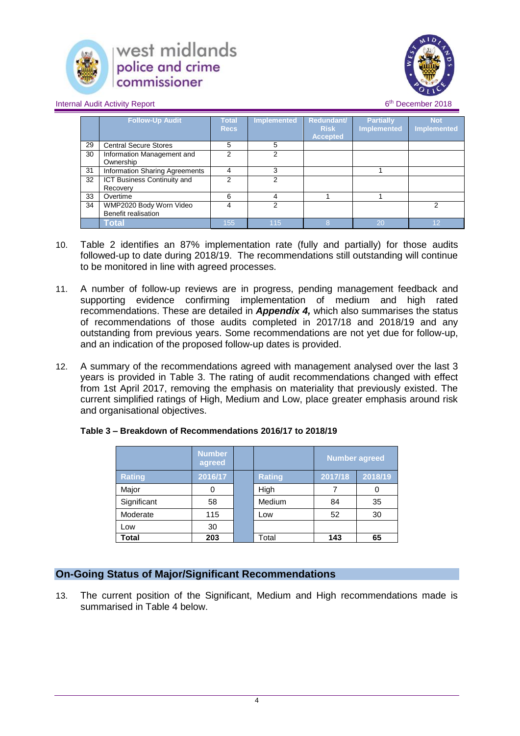|  | Follow-Up Audit | Total Recs | Implemented | Redundant/ Risk Accepted | Partially Implemented | Not Implemented |
|---|---|---|---|---|---|---|
| 29 | Central Secure Stores | 5 | 5 |  |  |  |
| 30 | Information Management and Ownership | 2 | 2 |  |  |  |
| 31 | Information Sharing Agreements | 4 | 3 |  | 1 |  |
| 32 | ICT Business Continuity and Recovery | 2 | 2 |  |  |  |
| 33 | Overtime | 6 | 4 | 1 | 1 |  |
| 34 | WMP2020 Body Worn Video Benefit realisation | 4 | 2 |  |  | 2 |
|  | **Total** | 155 | 115 | 8 | 20 | 12 |

10. Table 2 identifies an 87% implementation rate (fully and partially) for those audits followed-up to date during 2018/19. The recommendations still outstanding will continue to be monitored in line with agreed processes.

11. A number of follow-up reviews are in progress, pending management feedback and supporting evidence confirming implementation of medium and high rated recommendations. These are detailed in ***Appendix 4,*** which also summarises the status of recommendations of those audits completed in 2017/18 and 2018/19 and any outstanding from previous years. Some recommendations are not yet due for follow-up, and an indication of the proposed follow-up dates is provided.

12. A summary of the recommendations agreed with management analysed over the last 3 years is provided in Table 3. The rating of audit recommendations changed with effect from 1st April 2017, removing the emphasis on materiality that previously existed. The current simplified ratings of High, Medium and Low, place greater emphasis around risk and organisational objectives.

**Table 3 – Breakdown of Recommendations 2016/17 to 2018/19**

|  | Number agreed |  |  | Number agreed |  |
|---|---|---|---|---|---|
| **Rating** | **2016/17** |  | **Rating** | **2017/18** | **2018/19** |
| Major | 0 |  | High | 7 | 0 |
| Significant | 58 |  | Medium | 84 | 35 |
| Moderate | 115 |  | Low | 52 | 30 |
| Low | 30 |  |  |  |  |
| **Total** | **203** |  | Total | **143** | **65** |

## On-Going Status of Major/Significant Recommendations

13. The current position of the Significant, Medium and High recommendations made is summarised in Table 4 below.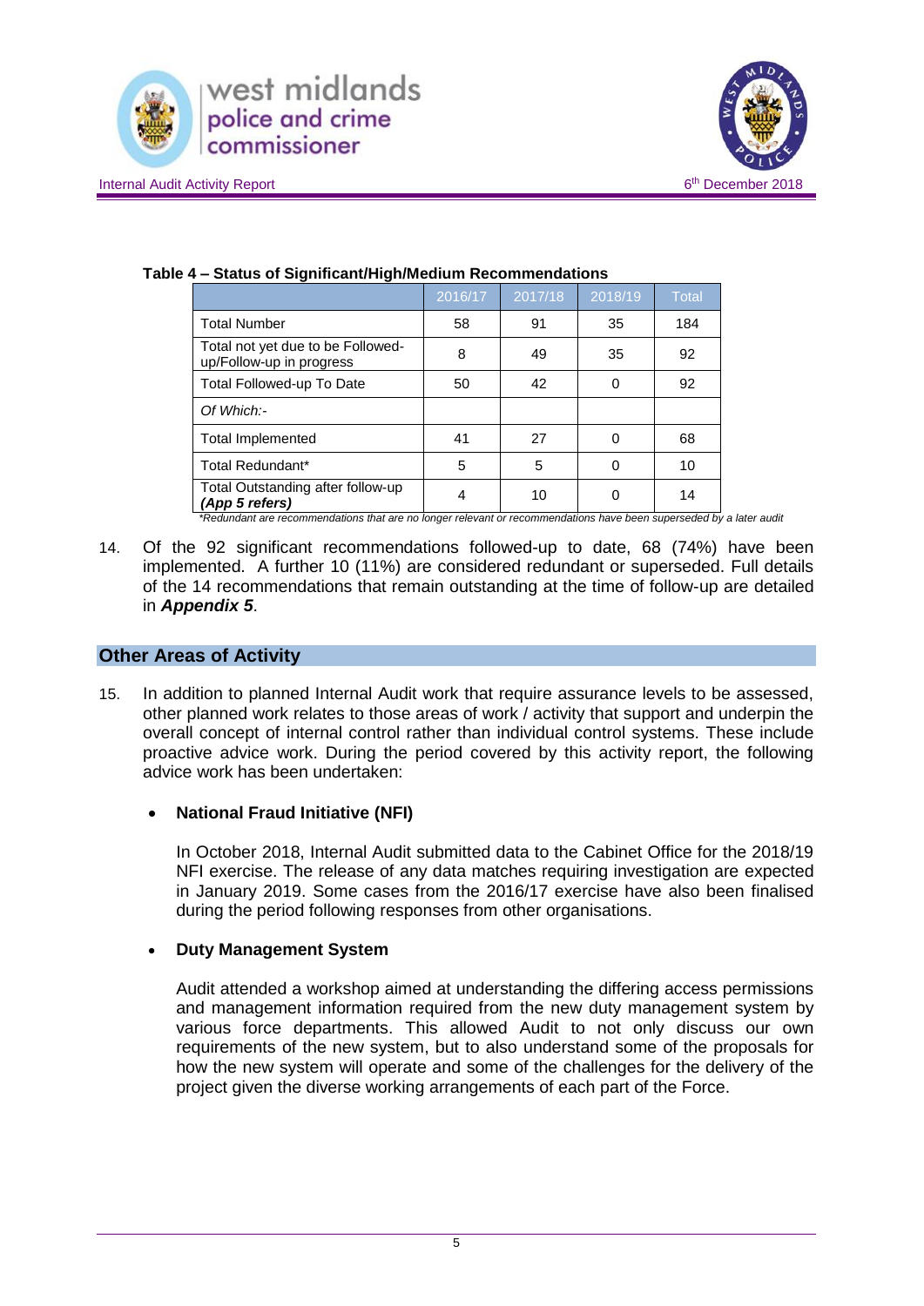**Table 4 – Status of Significant/High/Medium Recommendations**

| | 2016/17 | 2017/18 | 2018/19 | Total |
|---|---|---|---|---|
| Total Number | 58 | 91 | 35 | 184 |
| Total not yet due to be Followed-up/Follow-up in progress | 8 | 49 | 35 | 92 |
| Total Followed-up To Date | 50 | 42 | 0 | 92 |
| *Of Which:-* | | | | |
| Total Implemented | 41 | 27 | 0 | 68 |
| Total Redundant* | 5 | 5 | 0 | 10 |
| Total Outstanding after follow-up ***(App 5 refers)*** | 4 | 10 | 0 | 14 |

*\*Redundant are recommendations that are no longer relevant or recommendations have been superseded by a later audit*

14. Of the 92 significant recommendations followed-up to date, 68 (74%) have been implemented. A further 10 (11%) are considered redundant or superseded. Full details of the 14 recommendations that remain outstanding at the time of follow-up are detailed in ***Appendix 5***.

## Other Areas of Activity

15. In addition to planned Internal Audit work that require assurance levels to be assessed, other planned work relates to those areas of work / activity that support and underpin the overall concept of internal control rather than individual control systems. These include proactive advice work. During the period covered by this activity report, the following advice work has been undertaken:

- **National Fraud Initiative (NFI)**

  In October 2018, Internal Audit submitted data to the Cabinet Office for the 2018/19 NFI exercise. The release of any data matches requiring investigation are expected in January 2019. Some cases from the 2016/17 exercise have also been finalised during the period following responses from other organisations.

- **Duty Management System**

  Audit attended a workshop aimed at understanding the differing access permissions and management information required from the new duty management system by various force departments. This allowed Audit to not only discuss our own requirements of the new system, but to also understand some of the proposals for how the new system will operate and some of the challenges for the delivery of the project given the diverse working arrangements of each part of the Force.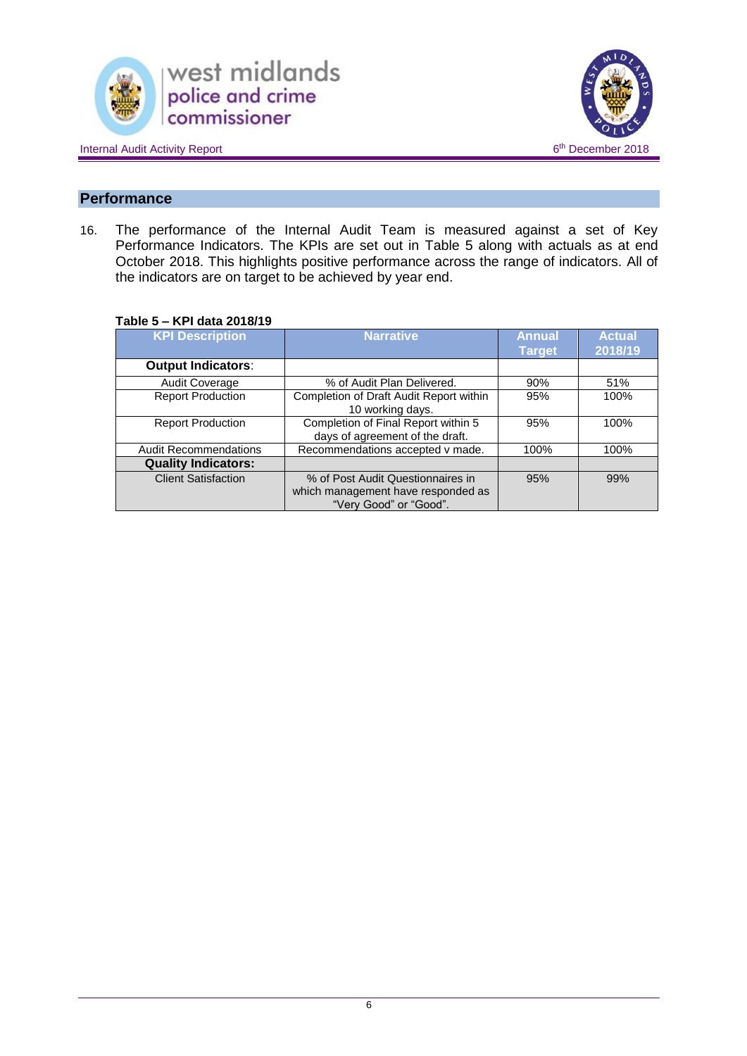## Performance

16. The performance of the Internal Audit Team is measured against a set of Key Performance Indicators. The KPIs are set out in Table 5 along with actuals as at end October 2018. This highlights positive performance across the range of indicators. All of the indicators are on target to be achieved by year end.

**Table 5 – KPI data 2018/19**

| KPI Description | Narrative | Annual Target | Actual 2018/19 |
|---|---|---|---|
| **Output Indicators**: | | | |
| Audit Coverage | % of Audit Plan Delivered. | 90% | 51% |
| Report Production | Completion of Draft Audit Report within 10 working days. | 95% | 100% |
| Report Production | Completion of Final Report within 5 days of agreement of the draft. | 95% | 100% |
| Audit Recommendations | Recommendations accepted v made. | 100% | 100% |
| **Quality Indicators:** | | | |
| Client Satisfaction | % of Post Audit Questionnaires in which management have responded as "Very Good" or "Good". | 95% | 99% |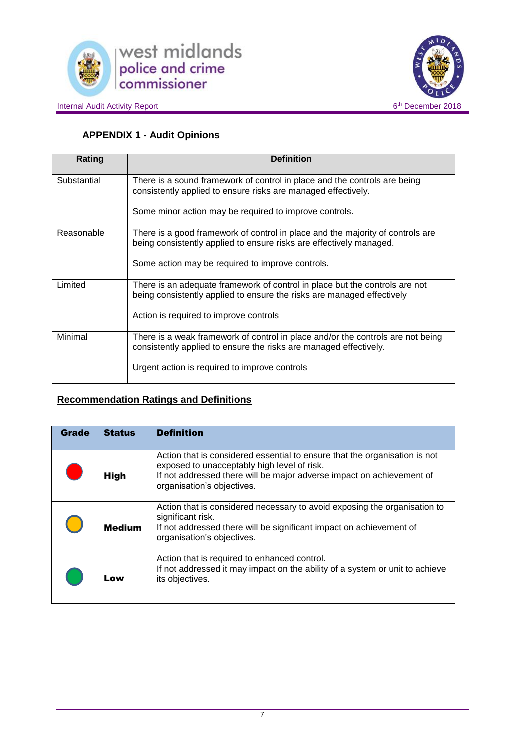## APPENDIX 1 - Audit Opinions

| Rating | Definition |
|---|---|
| Substantial | There is a sound framework of control in place and the controls are being consistently applied to ensure risks are managed effectively.<br><br>Some minor action may be required to improve controls. |
| Reasonable | There is a good framework of control in place and the majority of controls are being consistently applied to ensure risks are effectively managed.<br><br>Some action may be required to improve controls. |
| Limited | There is an adequate framework of control in place but the controls are not being consistently applied to ensure the risks are managed effectively<br><br>Action is required to improve controls |
| Minimal | There is a weak framework of control in place and/or the controls are not being consistently applied to ensure the risks are managed effectively.<br><br>Urgent action is required to improve controls |

### Recommendation Ratings and Definitions

| Grade | Status | Definition |
|---|---|---|
| 🔴 | **High** | Action that is considered essential to ensure that the organisation is not exposed to unacceptably high level of risk.<br>If not addressed there will be major adverse impact on achievement of organisation's objectives. |
| 🟡 | **Medium** | Action that is considered necessary to avoid exposing the organisation to significant risk.<br>If not addressed there will be significant impact on achievement of organisation's objectives. |
| 🟢 | **Low** | Action that is required to enhanced control.<br>If not addressed it may impact on the ability of a system or unit to achieve its objectives. |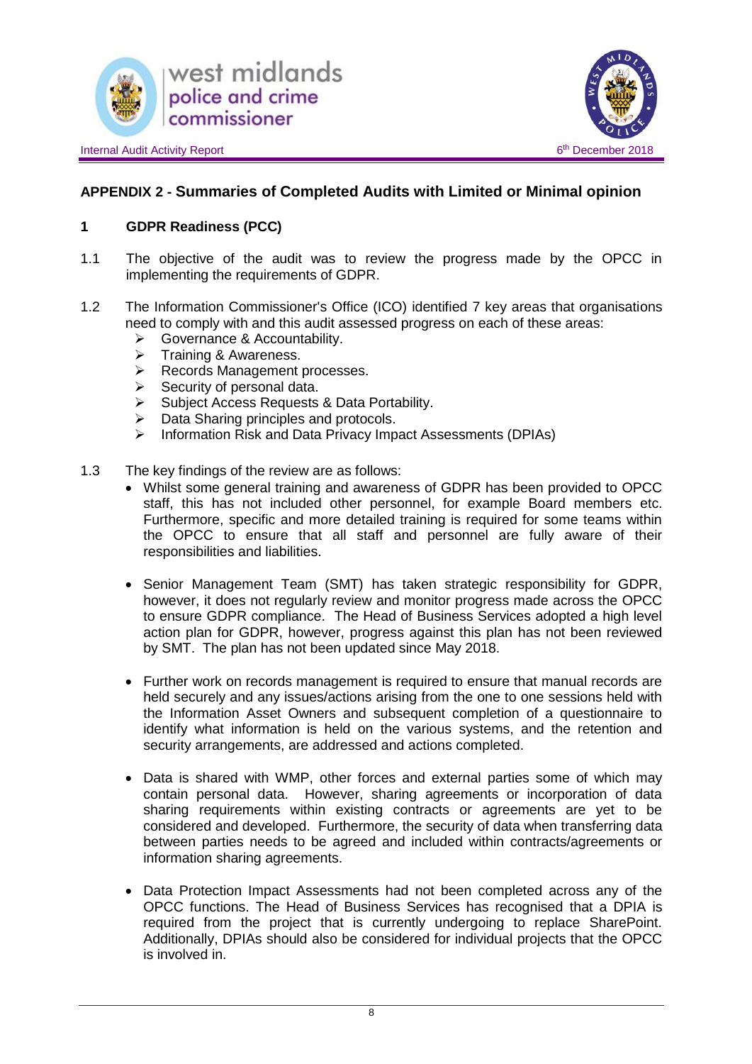## APPENDIX 2 - Summaries of Completed Audits with Limited or Minimal opinion

### 1 GDPR Readiness (PCC)

1.1 The objective of the audit was to review the progress made by the OPCC in implementing the requirements of GDPR.

1.2 The Information Commissioner's Office (ICO) identified 7 key areas that organisations need to comply with and this audit assessed progress on each of these areas:

- Governance & Accountability.
- Training & Awareness.
- Records Management processes.
- Security of personal data.
- Subject Access Requests & Data Portability.
- Data Sharing principles and protocols.
- Information Risk and Data Privacy Impact Assessments (DPIAs)

1.3 The key findings of the review are as follows:

- Whilst some general training and awareness of GDPR has been provided to OPCC staff, this has not included other personnel, for example Board members etc. Furthermore, specific and more detailed training is required for some teams within the OPCC to ensure that all staff and personnel are fully aware of their responsibilities and liabilities.

- Senior Management Team (SMT) has taken strategic responsibility for GDPR, however, it does not regularly review and monitor progress made across the OPCC to ensure GDPR compliance. The Head of Business Services adopted a high level action plan for GDPR, however, progress against this plan has not been reviewed by SMT. The plan has not been updated since May 2018.

- Further work on records management is required to ensure that manual records are held securely and any issues/actions arising from the one to one sessions held with the Information Asset Owners and subsequent completion of a questionnaire to identify what information is held on the various systems, and the retention and security arrangements, are addressed and actions completed.

- Data is shared with WMP, other forces and external parties some of which may contain personal data. However, sharing agreements or incorporation of data sharing requirements within existing contracts or agreements are yet to be considered and developed. Furthermore, the security of data when transferring data between parties needs to be agreed and included within contracts/agreements or information sharing agreements.

- Data Protection Impact Assessments had not been completed across any of the OPCC functions. The Head of Business Services has recognised that a DPIA is required from the project that is currently undergoing to replace SharePoint. Additionally, DPIAs should also be considered for individual projects that the OPCC is involved in.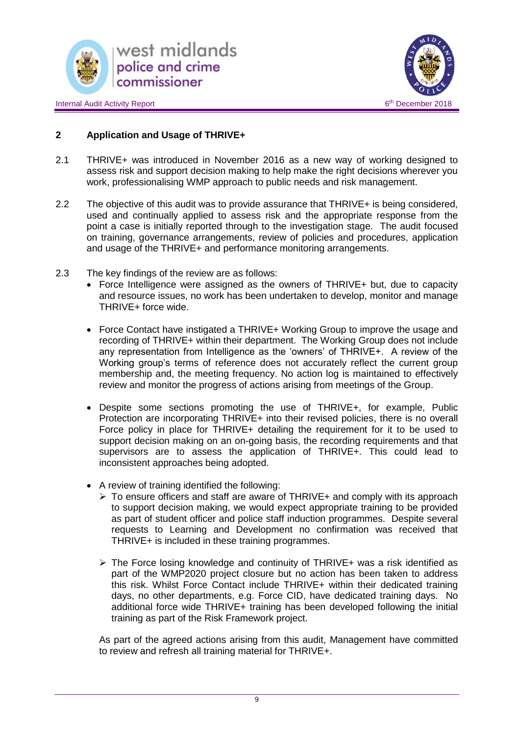## 2 Application and Usage of THRIVE+

2.1 THRIVE+ was introduced in November 2016 as a new way of working designed to assess risk and support decision making to help make the right decisions wherever you work, professionalising WMP approach to public needs and risk management.

2.2 The objective of this audit was to provide assurance that THRIVE+ is being considered, used and continually applied to assess risk and the appropriate response from the point a case is initially reported through to the investigation stage. The audit focused on training, governance arrangements, review of policies and procedures, application and usage of the THRIVE+ and performance monitoring arrangements.

2.3 The key findings of the review are as follows:

- Force Intelligence were assigned as the owners of THRIVE+ but, due to capacity and resource issues, no work has been undertaken to develop, monitor and manage THRIVE+ force wide.

- Force Contact have instigated a THRIVE+ Working Group to improve the usage and recording of THRIVE+ within their department. The Working Group does not include any representation from Intelligence as the 'owners' of THRIVE+. A review of the Working group's terms of reference does not accurately reflect the current group membership and, the meeting frequency. No action log is maintained to effectively review and monitor the progress of actions arising from meetings of the Group.

- Despite some sections promoting the use of THRIVE+, for example, Public Protection are incorporating THRIVE+ into their revised policies, there is no overall Force policy in place for THRIVE+ detailing the requirement for it to be used to support decision making on an on-going basis, the recording requirements and that supervisors are to assess the application of THRIVE+. This could lead to inconsistent approaches being adopted.

- A review of training identified the following:
  - To ensure officers and staff are aware of THRIVE+ and comply with its approach to support decision making, we would expect appropriate training to be provided as part of student officer and police staff induction programmes. Despite several requests to Learning and Development no confirmation was received that THRIVE+ is included in these training programmes.

  - The Force losing knowledge and continuity of THRIVE+ was a risk identified as part of the WMP2020 project closure but no action has been taken to address this risk. Whilst Force Contact include THRIVE+ within their dedicated training days, no other departments, e.g. Force CID, have dedicated training days. No additional force wide THRIVE+ training has been developed following the initial training as part of the Risk Framework project.

  As part of the agreed actions arising from this audit, Management have committed to review and refresh all training material for THRIVE+.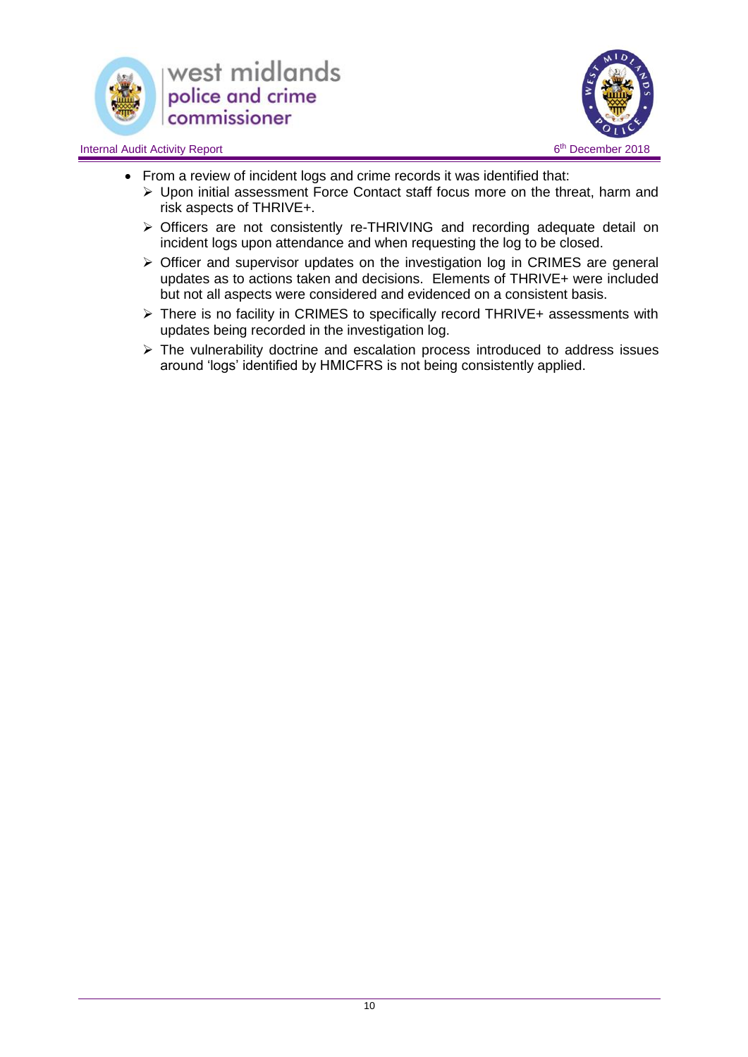- From a review of incident logs and crime records it was identified that:
  - Upon initial assessment Force Contact staff focus more on the threat, harm and risk aspects of THRIVE+.
  - Officers are not consistently re-THRIVING and recording adequate detail on incident logs upon attendance and when requesting the log to be closed.
  - Officer and supervisor updates on the investigation log in CRIMES are general updates as to actions taken and decisions. Elements of THRIVE+ were included but not all aspects were considered and evidenced on a consistent basis.
  - There is no facility in CRIMES to specifically record THRIVE+ assessments with updates being recorded in the investigation log.
  - The vulnerability doctrine and escalation process introduced to address issues around 'logs' identified by HMICFRS is not being consistently applied.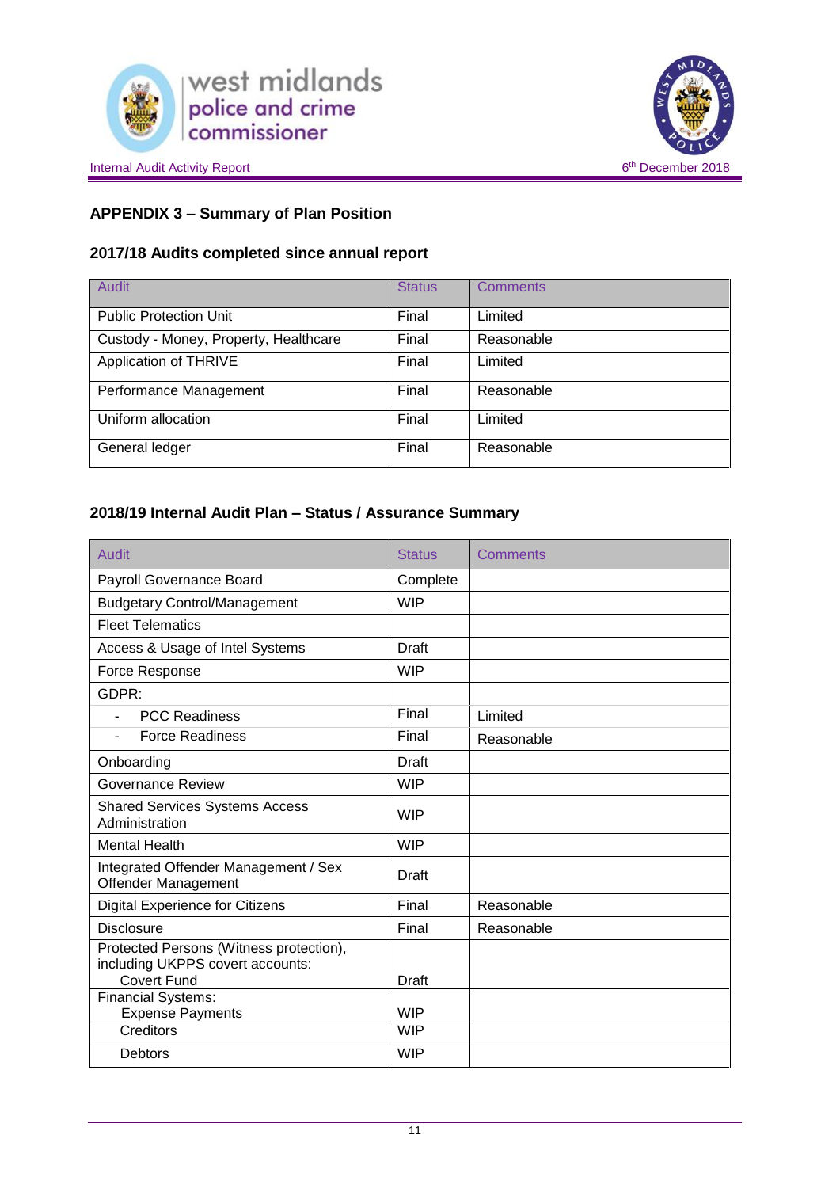## APPENDIX 3 – Summary of Plan Position

### 2017/18 Audits completed since annual report

| Audit | Status | Comments |
|---|---|---|
| Public Protection Unit | Final | Limited |
| Custody - Money, Property, Healthcare | Final | Reasonable |
| Application of THRIVE | Final | Limited |
| Performance Management | Final | Reasonable |
| Uniform allocation | Final | Limited |
| General ledger | Final | Reasonable |

### 2018/19 Internal Audit Plan – Status / Assurance Summary

| Audit | Status | Comments |
|---|---|---|
| Payroll Governance Board | Complete | |
| Budgetary Control/Management | WIP | |
| Fleet Telematics | | |
| Access & Usage of Intel Systems | Draft | |
| Force Response | WIP | |
| GDPR: | | |
| - PCC Readiness | Final | Limited |
| - Force Readiness | Final | Reasonable |
| Onboarding | Draft | |
| Governance Review | WIP | |
| Shared Services Systems Access Administration | WIP | |
| Mental Health | WIP | |
| Integrated Offender Management / Sex Offender Management | Draft | |
| Digital Experience for Citizens | Final | Reasonable |
| Disclosure | Final | Reasonable |
| Protected Persons (Witness protection), including UKPPS covert accounts: Covert Fund | Draft | |
| Financial Systems: Expense Payments | WIP | |
| Creditors | WIP | |
| Debtors | WIP | |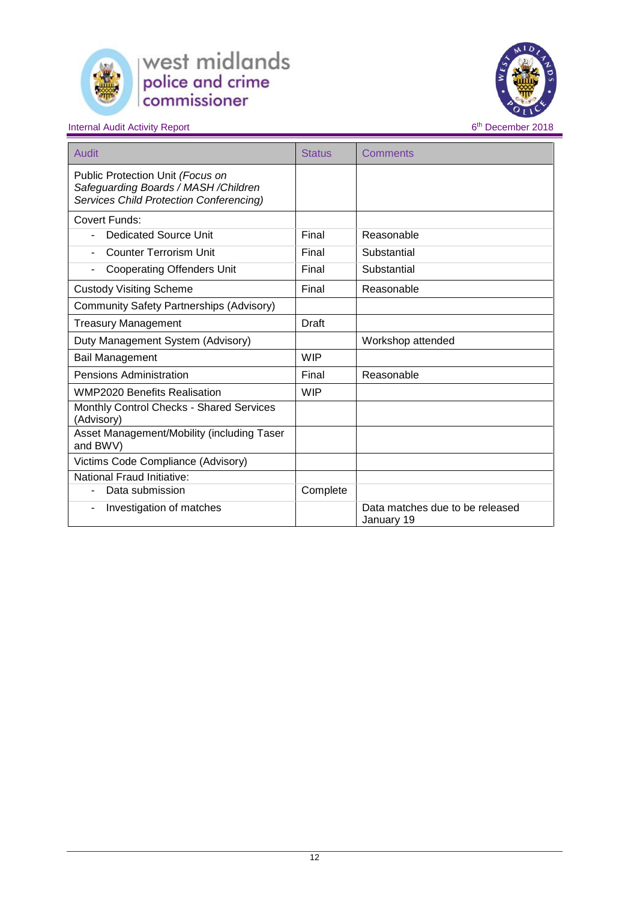| Audit | Status | Comments |
|---|---|---|
| Public Protection Unit *(Focus on Safeguarding Boards / MASH /Children Services Child Protection Conferencing)* | | |
| Covert Funds: | | |
| - Dedicated Source Unit | Final | Reasonable |
| - Counter Terrorism Unit | Final | Substantial |
| - Cooperating Offenders Unit | Final | Substantial |
| Custody Visiting Scheme | Final | Reasonable |
| Community Safety Partnerships (Advisory) | | |
| Treasury Management | Draft | |
| Duty Management System (Advisory) | | Workshop attended |
| Bail Management | WIP | |
| Pensions Administration | Final | Reasonable |
| WMP2020 Benefits Realisation | WIP | |
| Monthly Control Checks - Shared Services (Advisory) | | |
| Asset Management/Mobility (including Taser and BWV) | | |
| Victims Code Compliance (Advisory) | | |
| National Fraud Initiative: | | |
| - Data submission | Complete | |
| - Investigation of matches | | Data matches due to be released January 19 |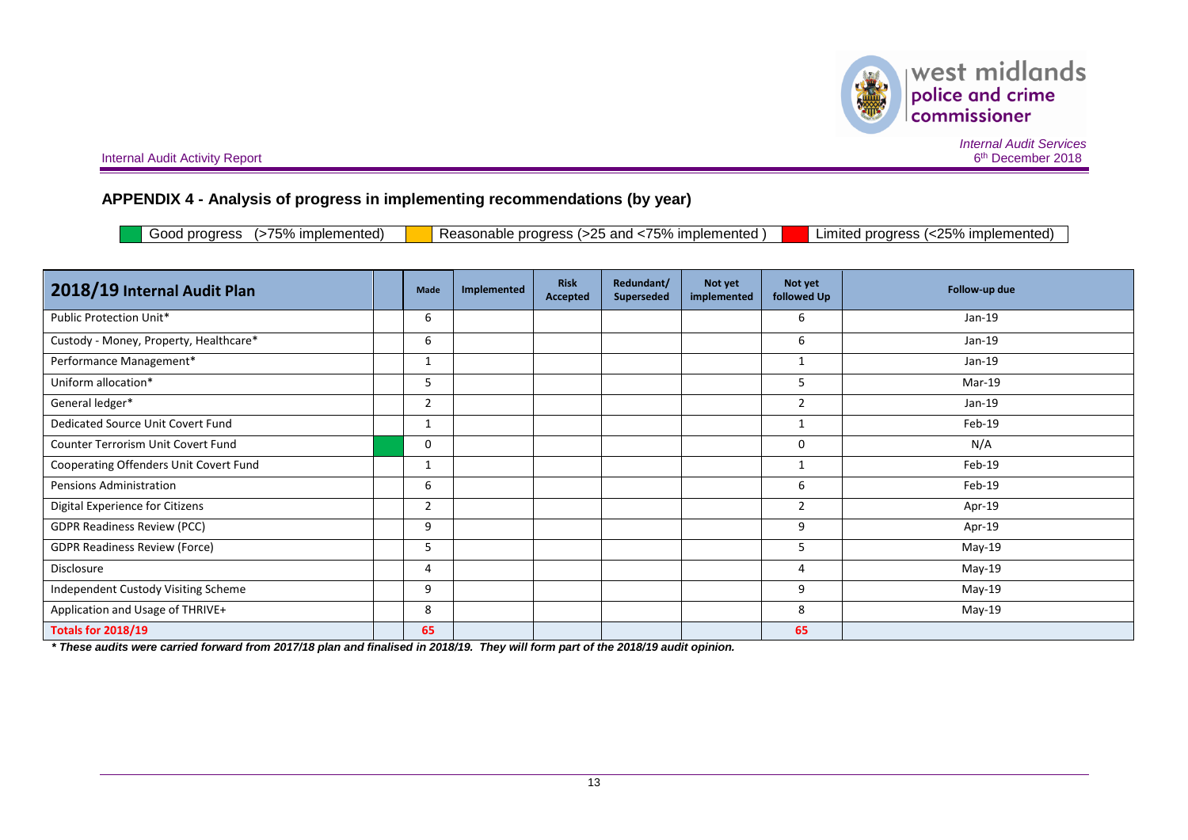## APPENDIX 4 - Analysis of progress in implementing recommendations (by year)

Good progress (>75% implemented) | Reasonable progress (>25 and <75% implemented ) | Limited progress (<25% implemented)

| 2018/19 Internal Audit Plan | | Made | Implemented | Risk Accepted | Redundant/ Superseded | Not yet implemented | Not yet followed Up | Follow-up due |
|---|---|---|---|---|---|---|---|---|
| Public Protection Unit* | | 6 | | | | | 6 | Jan-19 |
| Custody - Money, Property, Healthcare* | | 6 | | | | | 6 | Jan-19 |
| Performance Management* | | 1 | | | | | 1 | Jan-19 |
| Uniform allocation* | | 5 | | | | | 5 | Mar-19 |
| General ledger* | | 2 | | | | | 2 | Jan-19 |
| Dedicated Source Unit Covert Fund | | 1 | | | | | 1 | Feb-19 |
| Counter Terrorism Unit Covert Fund | | 0 | | | | | 0 | N/A |
| Cooperating Offenders Unit Covert Fund | | 1 | | | | | 1 | Feb-19 |
| Pensions Administration | | 6 | | | | | 6 | Feb-19 |
| Digital Experience for Citizens | | 2 | | | | | 2 | Apr-19 |
| GDPR Readiness Review (PCC) | | 9 | | | | | 9 | Apr-19 |
| GDPR Readiness Review (Force) | | 5 | | | | | 5 | May-19 |
| Disclosure | | 4 | | | | | 4 | May-19 |
| Independent Custody Visiting Scheme | | 9 | | | | | 9 | May-19 |
| Application and Usage of THRIVE+ | | 8 | | | | | 8 | May-19 |
| **Totals for 2018/19** | | **65** | | | | | **65** | |

***These audits were carried forward from 2017/18 plan and finalised in 2018/19. They will form part of the 2018/19 audit opinion.***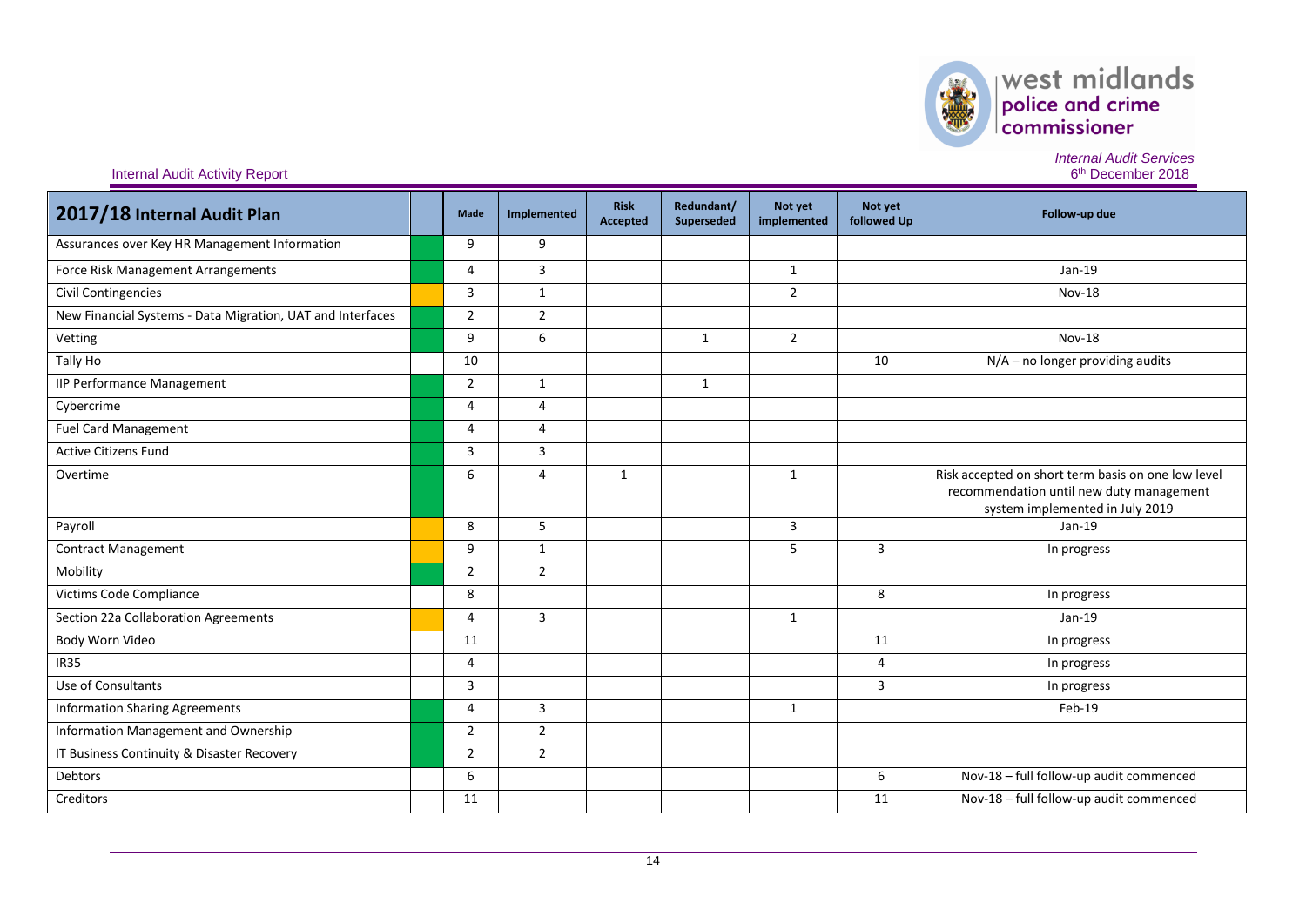Internal Audit Activity Report

*Internal Audit Services*
6th December 2018

| 2017/18 Internal Audit Plan | | Made | Implemented | Risk Accepted | Redundant/ Superseded | Not yet implemented | Not yet followed Up | Follow-up due |
|---|---|---|---|---|---|---|---|---|
| Assurances over Key HR Management Information | | 9 | 9 | | | | | |
| Force Risk Management Arrangements | | 4 | 3 | | | 1 | | Jan-19 |
| Civil Contingencies | | 3 | 1 | | | 2 | | Nov-18 |
| New Financial Systems - Data Migration, UAT and Interfaces | | 2 | 2 | | | | | |
| Vetting | | 9 | 6 | | 1 | 2 | | Nov-18 |
| Tally Ho | | 10 | | | | | 10 | N/A – no longer providing audits |
| IIP Performance Management | | 2 | 1 | | 1 | | | |
| Cybercrime | | 4 | 4 | | | | | |
| Fuel Card Management | | 4 | 4 | | | | | |
| Active Citizens Fund | | 3 | 3 | | | | | |
| Overtime | | 6 | 4 | 1 | | 1 | | Risk accepted on short term basis on one low level recommendation until new duty management system implemented in July 2019 |
| Payroll | | 8 | 5 | | | 3 | | Jan-19 |
| Contract Management | | 9 | 1 | | | 5 | 3 | In progress |
| Mobility | | 2 | 2 | | | | | |
| Victims Code Compliance | | 8 | | | | | 8 | In progress |
| Section 22a Collaboration Agreements | | 4 | 3 | | | 1 | | Jan-19 |
| Body Worn Video | | 11 | | | | | 11 | In progress |
| IR35 | | 4 | | | | | 4 | In progress |
| Use of Consultants | | 3 | | | | | 3 | In progress |
| Information Sharing Agreements | | 4 | 3 | | | 1 | | Feb-19 |
| Information Management and Ownership | | 2 | 2 | | | | | |
| IT Business Continuity & Disaster Recovery | | 2 | 2 | | | | | |
| Debtors | | 6 | | | | | 6 | Nov-18 – full follow-up audit commenced |
| Creditors | | 11 | | | | | 11 | Nov-18 – full follow-up audit commenced |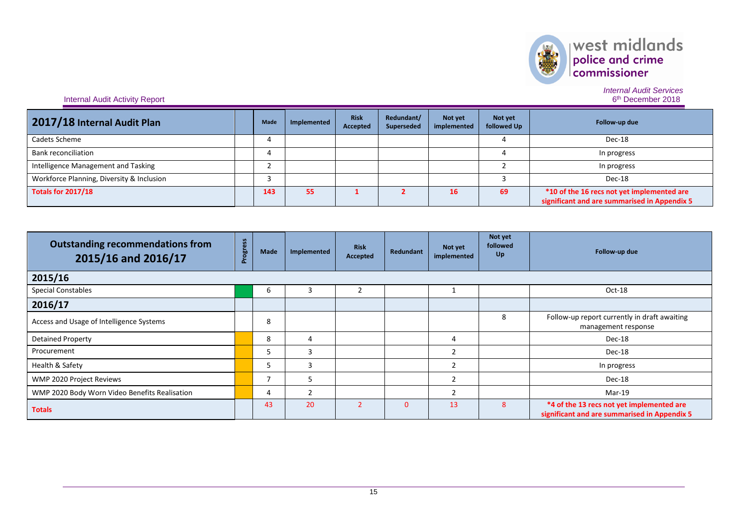Internal Audit Activity Report

*Internal Audit Services*
6th December 2018

| 2017/18 Internal Audit Plan | | Made | Implemented | Risk Accepted | Redundant/ Superseded | Not yet implemented | Not yet followed Up | Follow-up due |
|---|---|---|---|---|---|---|---|---|
| Cadets Scheme | | 4 | | | | | 4 | Dec-18 |
| Bank reconciliation | | 4 | | | | | 4 | In progress |
| Intelligence Management and Tasking | | 2 | | | | | 2 | In progress |
| Workforce Planning, Diversity & Inclusion | | 3 | | | | | 3 | Dec-18 |
| **Totals for 2017/18** | | **143** | **55** | **1** | **2** | **16** | **69** | ***10 of the 16 recs not yet implemented are significant and are summarised in Appendix 5** |

| Outstanding recommendations from 2015/16 and 2016/17 | Progress | Made | Implemented | Risk Accepted | Redundant | Not yet implemented | Not yet followed Up | Follow-up due |
|---|---|---|---|---|---|---|---|---|
| **2015/16** | | | | | | | | |
| Special Constables | | 6 | 3 | 2 | | 1 | | Oct-18 |
| **2016/17** | | | | | | | | |
| Access and Usage of Intelligence Systems | | 8 | | | | | 8 | Follow-up report currently in draft awaiting management response |
| Detained Property | | 8 | 4 | | | 4 | | Dec-18 |
| Procurement | | 5 | 3 | | | 2 | | Dec-18 |
| Health & Safety | | 5 | 3 | | | 2 | | In progress |
| WMP 2020 Project Reviews | | 7 | 5 | | | 2 | | Dec-18 |
| WMP 2020 Body Worn Video Benefits Realisation | | 4 | 2 | | | 2 | | Mar-19 |
| **Totals** | | 43 | 20 | 2 | 0 | 13 | 8 | ***4 of the 13 recs not yet implemented are significant and are summarised in Appendix 5** |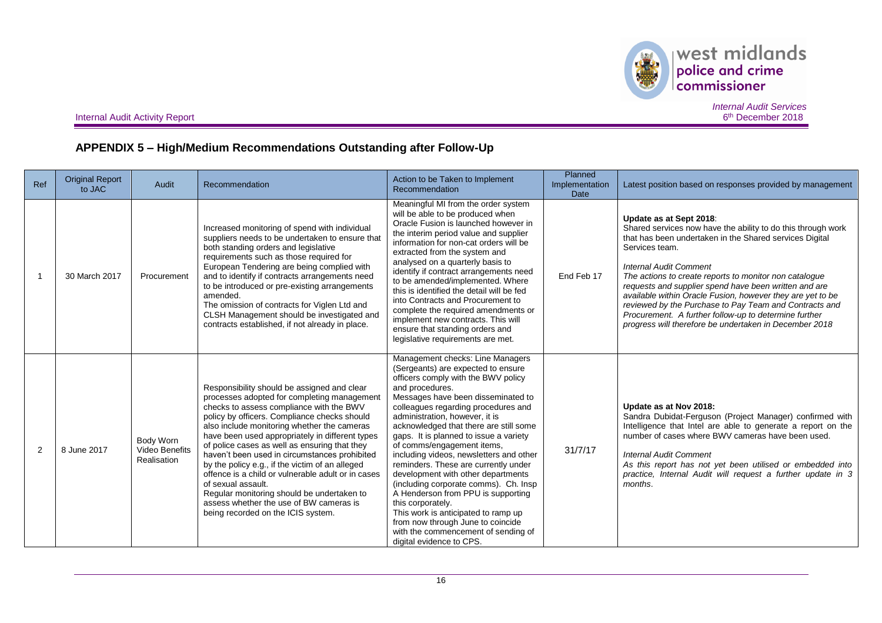## APPENDIX 5 – High/Medium Recommendations Outstanding after Follow-Up

| Ref | Original Report to JAC | Audit | Recommendation | Action to be Taken to Implement Recommendation | Planned Implementation Date | Latest position based on responses provided by management |
|---|---|---|---|---|---|---|
| 1 | 30 March 2017 | Procurement | Increased monitoring of spend with individual suppliers needs to be undertaken to ensure that both standing orders and legislative requirements such as those required for European Tendering are being complied with and to identify if contracts arrangements need to be introduced or pre-existing arrangements amended.<br>The omission of contracts for Viglen Ltd and CLSH Management should be investigated and contracts established, if not already in place. | Meaningful MI from the order system will be able to be produced when Oracle Fusion is launched however in the interim period value and supplier information for non-cat orders will be extracted from the system and analysed on a quarterly basis to identify if contract arrangements need to be amended/implemented. Where this is identified the detail will be fed into Contracts and Procurement to complete the required amendments or implement new contracts. This will ensure that standing orders and legislative requirements are met. | End Feb 17 | **Update as at Sept 2018**:<br>Shared services now have the ability to do this through work that has been undertaken in the Shared services Digital Services team.<br>*Internal Audit Comment*<br>*The actions to create reports to monitor non catalogue requests and supplier spend have been written and are available within Oracle Fusion, however they are yet to be reviewed by the Purchase to Pay Team and Contracts and Procurement. A further follow-up to determine further progress will therefore be undertaken in December 2018* |
| 2 | 8 June 2017 | Body Worn Video Benefits Realisation | Responsibility should be assigned and clear processes adopted for completing management checks to assess compliance with the BWV policy by officers. Compliance checks should also include monitoring whether the cameras have been used appropriately in different types of police cases as well as ensuring that they haven't been used in circumstances prohibited by the policy e.g., if the victim of an alleged offence is a child or vulnerable adult or in cases of sexual assault.<br>Regular monitoring should be undertaken to assess whether the use of BW cameras is being recorded on the ICIS system. | Management checks: Line Managers (Sergeants) are expected to ensure officers comply with the BWV policy and procedures.<br>Messages have been disseminated to colleagues regarding procedures and administration, however, it is acknowledged that there are still some gaps. It is planned to issue a variety of comms/engagement items, including videos, newsletters and other reminders. These are currently under development with other departments (including corporate comms). Ch. Insp A Henderson from PPU is supporting this corporately.<br>This work is anticipated to ramp up from now through June to coincide with the commencement of sending of digital evidence to CPS. | 31/7/17 | **Update as at Nov 2018:**<br>Sandra Dubidat-Ferguson (Project Manager) confirmed with Intelligence that Intel are able to generate a report on the number of cases where BWV cameras have been used.<br>*Internal Audit Comment*<br>*As this report has not yet been utilised or embedded into practice, Internal Audit will request a further update in 3 months*. |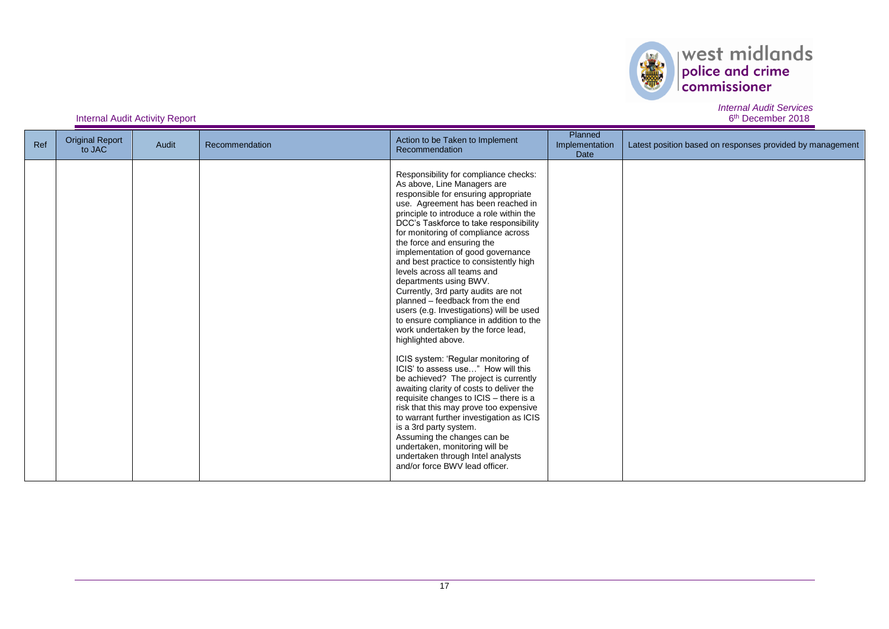| Ref | Original Report to JAC | Audit | Recommendation | Action to be Taken to Implement Recommendation | Planned Implementation Date | Latest position based on responses provided by management |
|---|---|---|---|---|---|---|
| | | | | Responsibility for compliance checks: As above, Line Managers are responsible for ensuring appropriate use. Agreement has been reached in principle to introduce a role within the DCC's Taskforce to take responsibility for monitoring of compliance across the force and ensuring the implementation of good governance and best practice to consistently high levels across all teams and departments using BWV.<br>Currently, 3rd party audits are not planned – feedback from the end users (e.g. Investigations) will be used to ensure compliance in addition to the work undertaken by the force lead, highlighted above.<br><br>ICIS system: 'Regular monitoring of ICIS' to assess use…" How will this be achieved? The project is currently awaiting clarity of costs to deliver the requisite changes to ICIS – there is a risk that this may prove too expensive to warrant further investigation as ICIS is a 3rd party system.<br>Assuming the changes can be undertaken, monitoring will be undertaken through Intel analysts and/or force BWV lead officer. | | |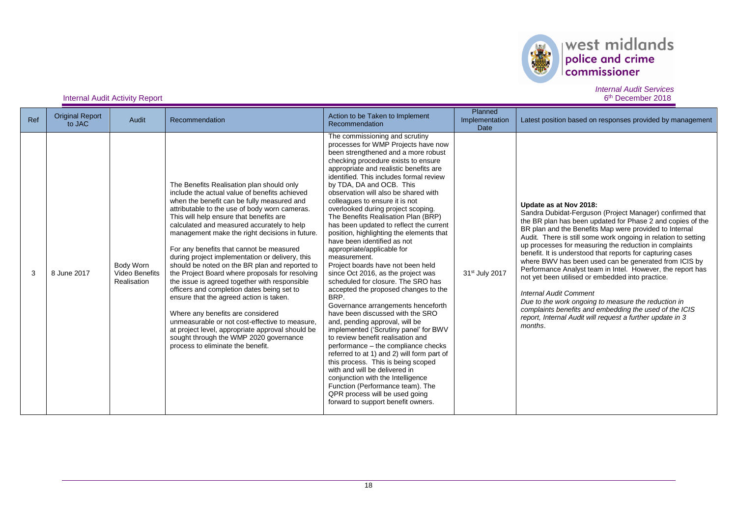Internal Audit Activity Report

*Internal Audit Services*
*6th December 2018*

| Ref | Original Report to JAC | Audit | Recommendation | Action to be Taken to Implement Recommendation | Planned Implementation Date | Latest position based on responses provided by management |
|---|---|---|---|---|---|---|
| 3 | 8 June 2017 | Body Worn Video Benefits Realisation | The Benefits Realisation plan should only include the actual value of benefits achieved when the benefit can be fully measured and attributable to the use of body worn cameras. This will help ensure that benefits are calculated and measured accurately to help management make the right decisions in future.<br><br>For any benefits that cannot be measured during project implementation or delivery, this should be noted on the BR plan and reported to the Project Board where proposals for resolving the issue is agreed together with responsible officers and completion dates being set to ensure that the agreed action is taken.<br><br>Where any benefits are considered unmeasurable or not cost-effective to measure, at project level, appropriate approval should be sought through the WMP 2020 governance process to eliminate the benefit. | The commissioning and scrutiny processes for WMP Projects have now been strengthened and a more robust checking procedure exists to ensure appropriate and realistic benefits are identified. This includes formal review by TDA, DA and OCB. This observation will also be shared with colleagues to ensure it is not overlooked during project scoping.<br>The Benefits Realisation Plan (BRP) has been updated to reflect the current position, highlighting the elements that have been identified as not appropriate/applicable for measurement.<br>Project boards have not been held since Oct 2016, as the project was scheduled for closure. The SRO has accepted the proposed changes to the BRP.<br>Governance arrangements henceforth have been discussed with the SRO and, pending approval, will be implemented ('Scrutiny panel' for BWV to review benefit realisation and performance – the compliance checks referred to at 1) and 2) will form part of this process. This is being scoped with and will be delivered in conjunction with the Intelligence Function (Performance team). The QPR process will be used going forward to support benefit owners. | 31st July 2017 | **Update as at Nov 2018:**<br>Sandra Dubidat-Ferguson (Project Manager) confirmed that the BR plan has been updated for Phase 2 and copies of the BR plan and the Benefits Map were provided to Internal Audit. There is still some work ongoing in relation to setting up processes for measuring the reduction in complaints benefit. It is understood that reports for capturing cases where BWV has been used can be generated from ICIS by Performance Analyst team in Intel. However, the report has not yet been utilised or embedded into practice.<br><br>*Internal Audit Comment*<br>*Due to the work ongoing to measure the reduction in complaints benefits and embedding the used of the ICIS report, Internal Audit will request a further update in 3 months.* |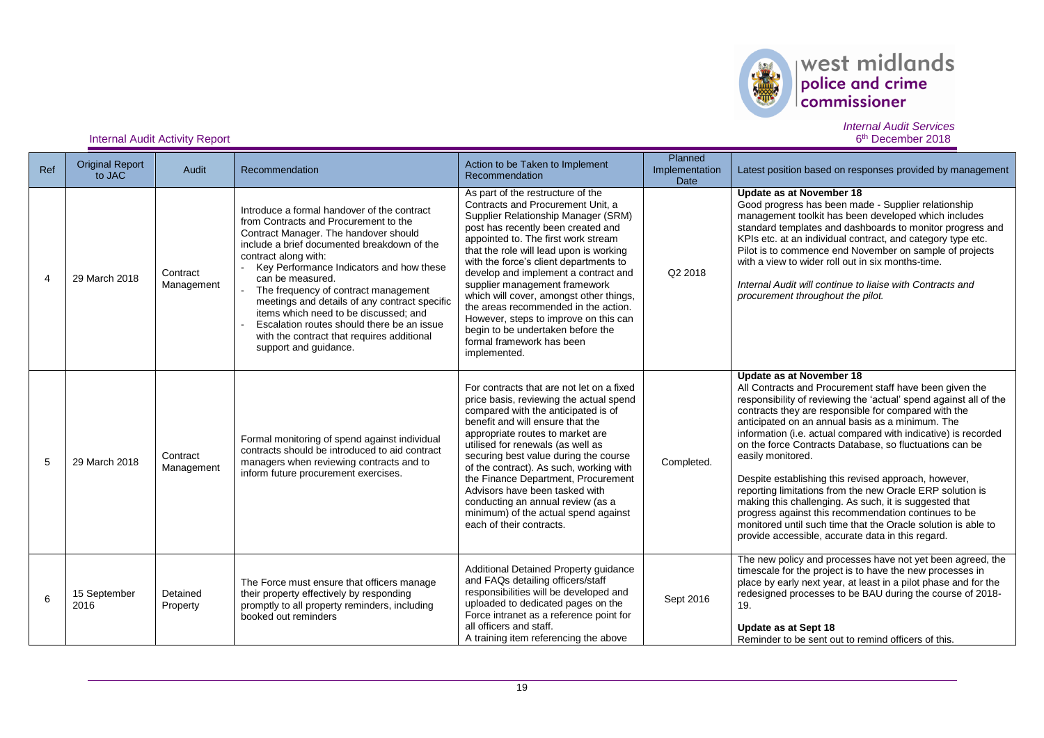Internal Audit Activity Report

| Ref | Original Report to JAC | Audit | Recommendation | Action to be Taken to Implement Recommendation | Planned Implementation Date | Latest position based on responses provided by management |
|---|---|---|---|---|---|---|
| 4 | 29 March 2018 | Contract Management | Introduce a formal handover of the contract from Contracts and Procurement to the Contract Manager. The handover should include a brief documented breakdown of the contract along with:<br>- Key Performance Indicators and how these can be measured.<br>- The frequency of contract management meetings and details of any contract specific items which need to be discussed; and<br>- Escalation routes should there be an issue with the contract that requires additional support and guidance. | As part of the restructure of the Contracts and Procurement Unit, a Supplier Relationship Manager (SRM) post has recently been created and appointed to. The first work stream that the role will lead upon is working with the force's client departments to develop and implement a contract and supplier management framework which will cover, amongst other things, the areas recommended in the action. However, steps to improve on this can begin to be undertaken before the formal framework has been implemented. | Q2 2018 | **Update as at November 18**<br>Good progress has been made - Supplier relationship management toolkit has been developed which includes standard templates and dashboards to monitor progress and KPIs etc. at an individual contract, and category type etc. Pilot is to commence end November on sample of projects with a view to wider roll out in six months-time.<br><br>*Internal Audit will continue to liaise with Contracts and procurement throughout the pilot.* |
| 5 | 29 March 2018 | Contract Management | Formal monitoring of spend against individual contracts should be introduced to aid contract managers when reviewing contracts and to inform future procurement exercises. | For contracts that are not let on a fixed price basis, reviewing the actual spend compared with the anticipated is of benefit and will ensure that the appropriate routes to market are utilised for renewals (as well as securing best value during the course of the contract). As such, working with the Finance Department, Procurement Advisors have been tasked with conducting an annual review (as a minimum) of the actual spend against each of their contracts. | Completed. | **Update as at November 18**<br>All Contracts and Procurement staff have been given the responsibility of reviewing the 'actual' spend against all of the contracts they are responsible for compared with the anticipated on an annual basis as a minimum. The information (i.e. actual compared with indicative) is recorded on the force Contracts Database, so fluctuations can be easily monitored.<br><br>Despite establishing this revised approach, however, reporting limitations from the new Oracle ERP solution is making this challenging. As such, it is suggested that progress against this recommendation continues to be monitored until such time that the Oracle solution is able to provide accessible, accurate data in this regard. |
| 6 | 15 September 2016 | Detained Property | The Force must ensure that officers manage their property effectively by responding promptly to all property reminders, including booked out reminders | Additional Detained Property guidance and FAQs detailing officers/staff responsibilities will be developed and uploaded to dedicated pages on the Force intranet as a reference point for all officers and staff.<br>A training item referencing the above | Sept 2016 | The new policy and processes have not yet been agreed, the timescale for the project is to have the new processes in place by early next year, at least in a pilot phase and for the redesigned processes to be BAU during the course of 2018-19.<br><br>**Update as at Sept 18**<br>Reminder to be sent out to remind officers of this. |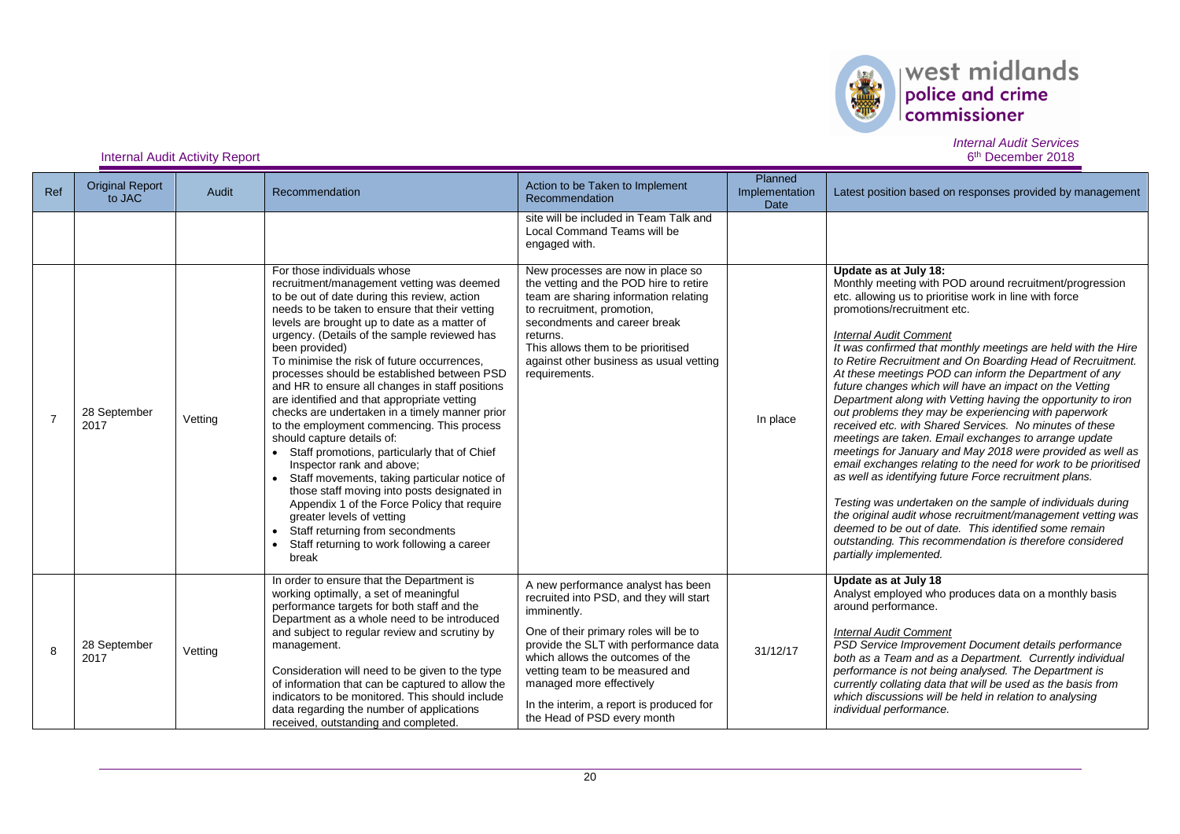| Ref | Original Report to JAC | Audit | Recommendation | Action to be Taken to Implement Recommendation | Planned Implementation Date | Latest position based on responses provided by management |
|---|---|---|---|---|---|---|
| | | | | site will be included in Team Talk and Local Command Teams will be engaged with. | | |
| 7 | 28 September 2017 | Vetting | For those individuals whose recruitment/management vetting was deemed to be out of date during this review, action needs to be taken to ensure that their vetting levels are brought up to date as a matter of urgency. (Details of the sample reviewed has been provided)<br>To minimise the risk of future occurrences, processes should be established between PSD and HR to ensure all changes in staff positions are identified and that appropriate vetting checks are undertaken in a timely manner prior to the employment commencing. This process should capture details of:<br>• Staff promotions, particularly that of Chief Inspector rank and above;<br>• Staff movements, taking particular notice of those staff moving into posts designated in Appendix 1 of the Force Policy that require greater levels of vetting<br>• Staff returning from secondments<br>• Staff returning to work following a career break | New processes are now in place so the vetting and the POD hire to retire team are sharing information relating to recruitment, promotion, secondments and career break returns.<br>This allows them to be prioritised against other business as usual vetting requirements. | In place | **Update as at July 18:**<br>Monthly meeting with POD around recruitment/progression etc. allowing us to prioritise work in line with force promotions/recruitment etc.<br><br>*Internal Audit Comment*<br>*It was confirmed that monthly meetings are held with the Hire to Retire Recruitment and On Boarding Head of Recruitment. At these meetings POD can inform the Department of any future changes which will have an impact on the Vetting Department along with Vetting having the opportunity to iron out problems they may be experiencing with paperwork received etc. with Shared Services. No minutes of these meetings are taken. Email exchanges to arrange update meetings for January and May 2018 were provided as well as email exchanges relating to the need for work to be prioritised as well as identifying future Force recruitment plans.*<br><br>*Testing was undertaken on the sample of individuals during the original audit whose recruitment/management vetting was deemed to be out of date. This identified some remain outstanding. This recommendation is therefore considered partially implemented.* |
| 8 | 28 September 2017 | Vetting | In order to ensure that the Department is working optimally, a set of meaningful performance targets for both staff and the Department as a whole need to be introduced and subject to regular review and scrutiny by management.<br><br>Consideration will need to be given to the type of information that can be captured to allow the indicators to be monitored. This should include data regarding the number of applications received, outstanding and completed. | A new performance analyst has been recruited into PSD, and they will start imminently.<br><br>One of their primary roles will be to provide the SLT with performance data which allows the outcomes of the vetting team to be measured and managed more effectively<br><br>In the interim, a report is produced for the Head of PSD every month | 31/12/17 | **Update as at July 18**<br>Analyst employed who produces data on a monthly basis around performance.<br><br>*Internal Audit Comment*<br>*PSD Service Improvement Document details performance both as a Team and as a Department. Currently individual performance is not being analysed. The Department is currently collating data that will be used as the basis from which discussions will be held in relation to analysing individual performance.* |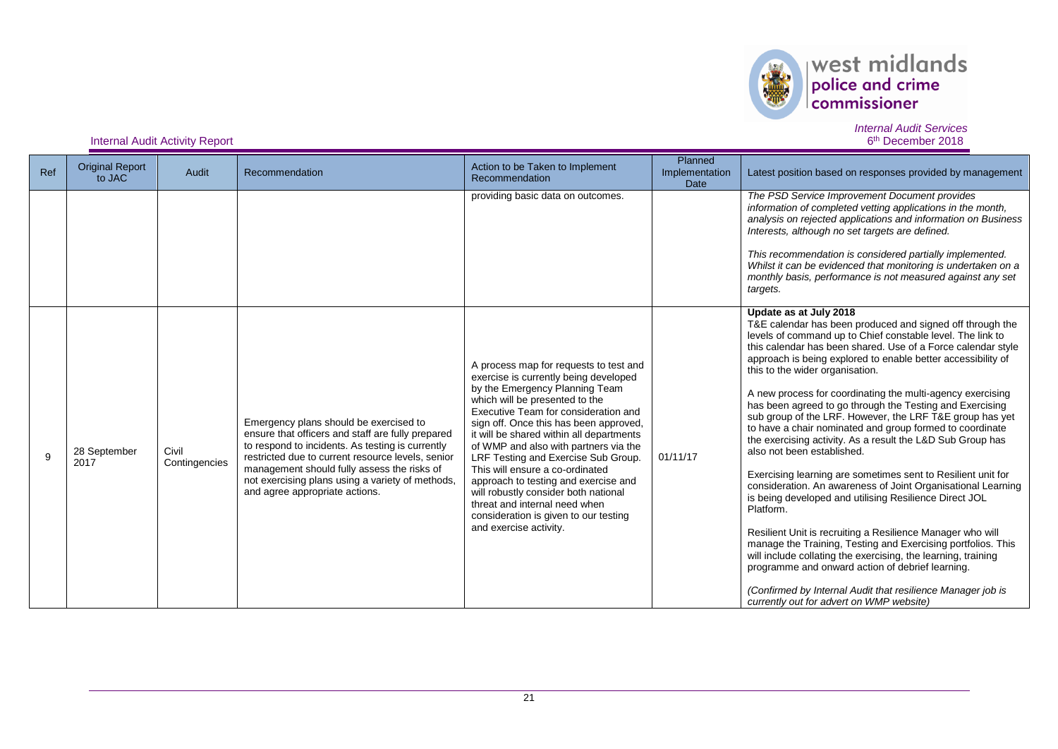| Ref | Original Report to JAC | Audit | Recommendation | Action to be Taken to Implement Recommendation | Planned Implementation Date | Latest position based on responses provided by management |
|---|---|---|---|---|---|---|
| | | | | providing basic data on outcomes. | | *The PSD Service Improvement Document provides information of completed vetting applications in the month, analysis on rejected applications and information on Business Interests, although no set targets are defined.*<br><br>*This recommendation is considered partially implemented. Whilst it can be evidenced that monitoring is undertaken on a monthly basis, performance is not measured against any set targets.* |
| 9 | 28 September 2017 | Civil Contingencies | Emergency plans should be exercised to ensure that officers and staff are fully prepared to respond to incidents. As testing is currently restricted due to current resource levels, senior management should fully assess the risks of not exercising plans using a variety of methods, and agree appropriate actions. | A process map for requests to test and exercise is currently being developed by the Emergency Planning Team which will be presented to the Executive Team for consideration and sign off. Once this has been approved, it will be shared within all departments of WMP and also with partners via the LRF Testing and Exercise Sub Group. This will ensure a co-ordinated approach to testing and exercise and will robustly consider both national threat and internal need when consideration is given to our testing and exercise activity. | 01/11/17 | **Update as at July 2018**<br>T&E calendar has been produced and signed off through the levels of command up to Chief constable level. The link to this calendar has been shared. Use of a Force calendar style approach is being explored to enable better accessibility of this to the wider organisation.<br><br>A new process for coordinating the multi-agency exercising has been agreed to go through the Testing and Exercising sub group of the LRF. However, the LRF T&E group has yet to have a chair nominated and group formed to coordinate the exercising activity. As a result the L&D Sub Group has also not been established.<br><br>Exercising learning are sometimes sent to Resilient unit for consideration. An awareness of Joint Organisational Learning is being developed and utilising Resilience Direct JOL Platform.<br><br>Resilient Unit is recruiting a Resilience Manager who will manage the Training, Testing and Exercising portfolios. This will include collating the exercising, the learning, training programme and onward action of debrief learning.<br><br>*(Confirmed by Internal Audit that resilience Manager job is currently out for advert on WMP website)* |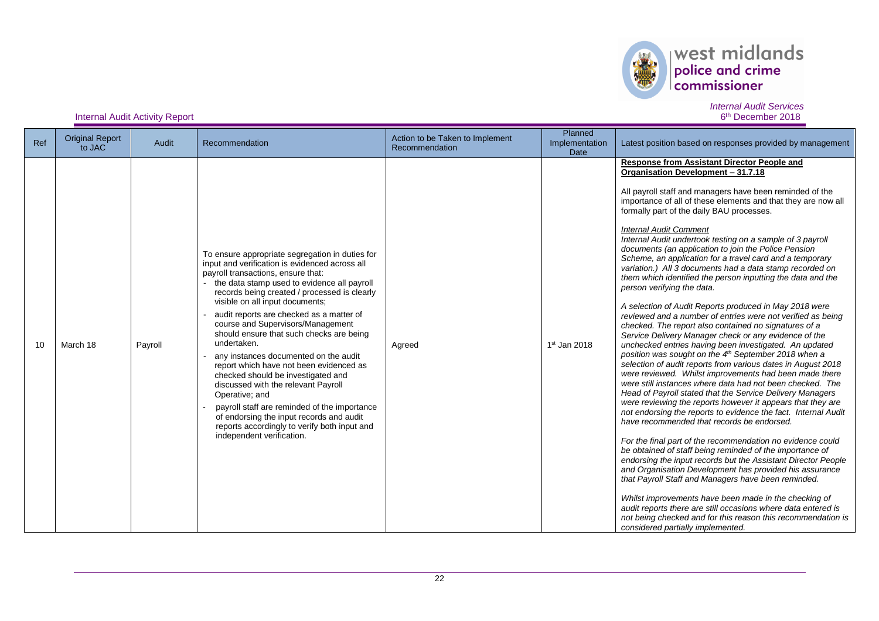Internal Audit Activity Report

*Internal Audit Services*
6th December 2018

| Ref | Original Report to JAC | Audit | Recommendation | Action to be Taken to Implement Recommendation | Planned Implementation Date | Latest position based on responses provided by management |
|---|---|---|---|---|---|---|
| 10 | March 18 | Payroll | To ensure appropriate segregation in duties for input and verification is evidenced across all payroll transactions, ensure that:<br>- the data stamp used to evidence all payroll records being created / processed is clearly visible on all input documents;<br>- audit reports are checked as a matter of course and Supervisors/Management should ensure that such checks are being undertaken.<br>- any instances documented on the audit report which have not been evidenced as checked should be investigated and discussed with the relevant Payroll Operative; and<br>- payroll staff are reminded of the importance of endorsing the input records and audit reports accordingly to verify both input and independent verification. | Agreed | 1st Jan 2018 | **Response from Assistant Director People and Organisation Development – 31.7.18**<br><br>All payroll staff and managers have been reminded of the importance of all of these elements and that they are now all formally part of the daily BAU processes.<br><br>*Internal Audit Comment*<br>*Internal Audit undertook testing on a sample of 3 payroll documents (an application to join the Police Pension Scheme, an application for a travel card and a temporary variation.) All 3 documents had a data stamp recorded on them which identified the person inputting the data and the person verifying the data.*<br><br>*A selection of Audit Reports produced in May 2018 were reviewed and a number of entries were not verified as being checked. The report also contained no signatures of a Service Delivery Manager check or any evidence of the unchecked entries having been investigated. An updated position was sought on the 4th September 2018 when a selection of audit reports from various dates in August 2018 were reviewed. Whilst improvements had been made there were still instances where data had not been checked. The Head of Payroll stated that the Service Delivery Managers were reviewing the reports however it appears that they are not endorsing the reports to evidence the fact. Internal Audit have recommended that records be endorsed.*<br><br>*For the final part of the recommendation no evidence could be obtained of staff being reminded of the importance of endorsing the input records but the Assistant Director People and Organisation Development has provided his assurance that Payroll Staff and Managers have been reminded.*<br><br>*Whilst improvements have been made in the checking of audit reports there are still occasions where data entered is not being checked and for this reason this recommendation is considered partially implemented.* |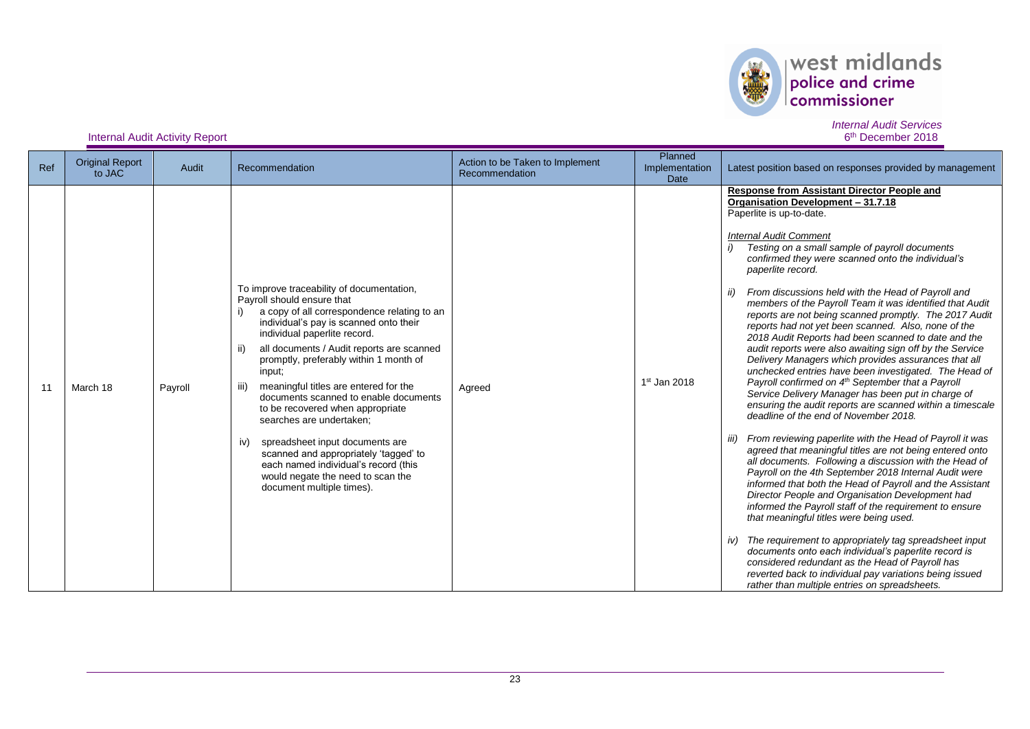Internal Audit Activity Report

| Ref | Original Report to JAC | Audit | Recommendation | Action to be Taken to Implement Recommendation | Planned Implementation Date | Latest position based on responses provided by management |
|---|---|---|---|---|---|---|
| 11 | March 18 | Payroll | To improve traceability of documentation, Payroll should ensure that<br>i) a copy of all correspondence relating to an individual's pay is scanned onto their individual paperlite record.<br>ii) all documents / Audit reports are scanned promptly, preferably within 1 month of input;<br>iii) meaningful titles are entered for the documents scanned to enable documents to be recovered when appropriate searches are undertaken;<br>iv) spreadsheet input documents are scanned and appropriately 'tagged' to each named individual's record (this would negate the need to scan the document multiple times). | Agreed | 1st Jan 2018 | **Response from Assistant Director People and Organisation Development – 31.7.18**<br>Paperlite is up-to-date.<br><br>*Internal Audit Comment*<br>*i) Testing on a small sample of payroll documents confirmed they were scanned onto the individual's paperlite record.*<br><br>*ii) From discussions held with the Head of Payroll and members of the Payroll Team it was identified that Audit reports are not being scanned promptly. The 2017 Audit reports had not yet been scanned. Also, none of the 2018 Audit Reports had been scanned to date and the audit reports were also awaiting sign off by the Service Delivery Managers which provides assurances that all unchecked entries have been investigated. The Head of Payroll confirmed on 4th September that a Payroll Service Delivery Manager has been put in charge of ensuring the audit reports are scanned within a timescale deadline of the end of November 2018.*<br><br>*iii) From reviewing paperlite with the Head of Payroll it was agreed that meaningful titles are not being entered onto all documents. Following a discussion with the Head of Payroll on the 4th September 2018 Internal Audit were informed that both the Head of Payroll and the Assistant Director People and Organisation Development had informed the Payroll staff of the requirement to ensure that meaningful titles were being used.*<br><br>*iv) The requirement to appropriately tag spreadsheet input documents onto each individual's paperlite record is considered redundant as the Head of Payroll has reverted back to individual pay variations being issued rather than multiple entries on spreadsheets.* |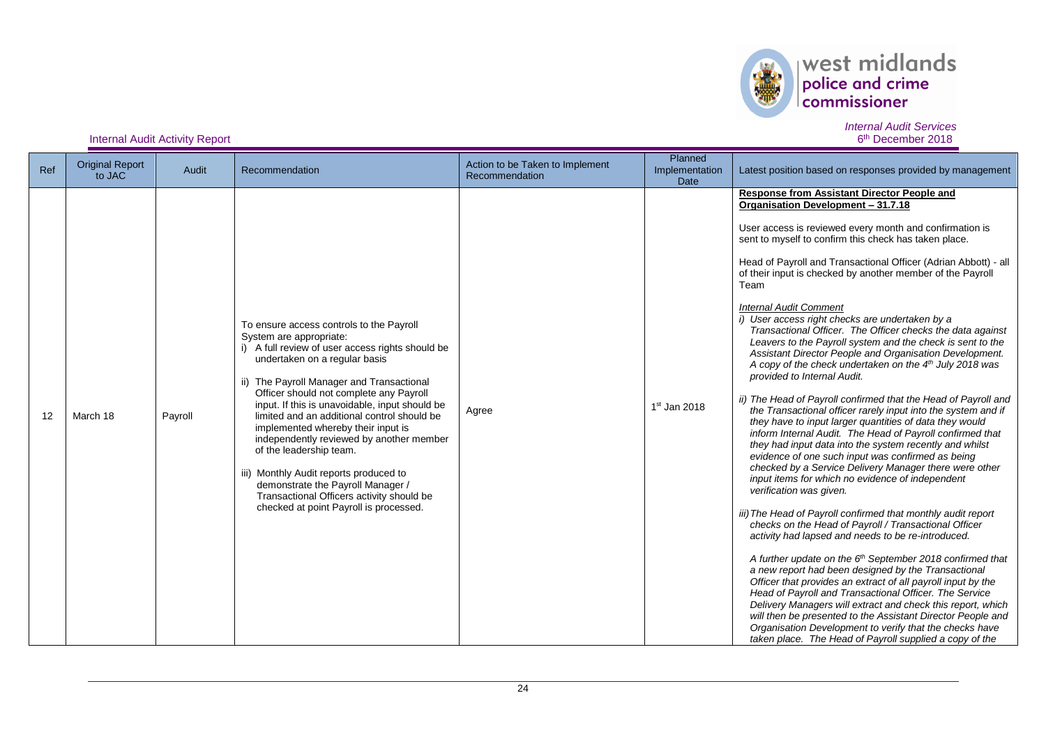Internal Audit Activity Report

| Ref | Original Report to JAC | Audit | Recommendation | Action to be Taken to Implement Recommendation | Planned Implementation Date | Latest position based on responses provided by management |
|---|---|---|---|---|---|---|
| 12 | March 18 | Payroll | To ensure access controls to the Payroll System are appropriate:<br>i) A full review of user access rights should be undertaken on a regular basis<br><br>ii) The Payroll Manager and Transactional Officer should not complete any Payroll input. If this is unavoidable, input should be limited and an additional control should be implemented whereby their input is independently reviewed by another member of the leadership team.<br><br>iii) Monthly Audit reports produced to demonstrate the Payroll Manager / Transactional Officers activity should be checked at point Payroll is processed. | Agree | 1[st] Jan 2018 | **<u>Response from Assistant Director People and Organisation Development – 31.7.18</u>**<br><br>User access is reviewed every month and confirmation is sent to myself to confirm this check has taken place.<br><br>Head of Payroll and Transactional Officer (Adrian Abbott) - all of their input is checked by another member of the Payroll Team<br><br>*<u>Internal Audit Comment</u>*<br>*i) User access right checks are undertaken by a Transactional Officer. The Officer checks the data against Leavers to the Payroll system and the check is sent to the Assistant Director People and Organisation Development. A copy of the check undertaken on the 4[th] July 2018 was provided to Internal Audit.*<br><br>*ii) The Head of Payroll confirmed that the Head of Payroll and the Transactional officer rarely input into the system and if they have to input larger quantities of data they would inform Internal Audit. The Head of Payroll confirmed that they had input data into the system recently and whilst evidence of one such input was confirmed as being checked by a Service Delivery Manager there were other input items for which no evidence of independent verification was given.*<br><br>*iii) The Head of Payroll confirmed that monthly audit report checks on the Head of Payroll / Transactional Officer activity had lapsed and needs to be re-introduced.*<br><br>*A further update on the 6[th] September 2018 confirmed that a new report had been designed by the Transactional Officer that provides an extract of all payroll input by the Head of Payroll and Transactional Officer. The Service Delivery Managers will extract and check this report, which will then be presented to the Assistant Director People and Organisation Development to verify that the checks have taken place. The Head of Payroll supplied a copy of the* |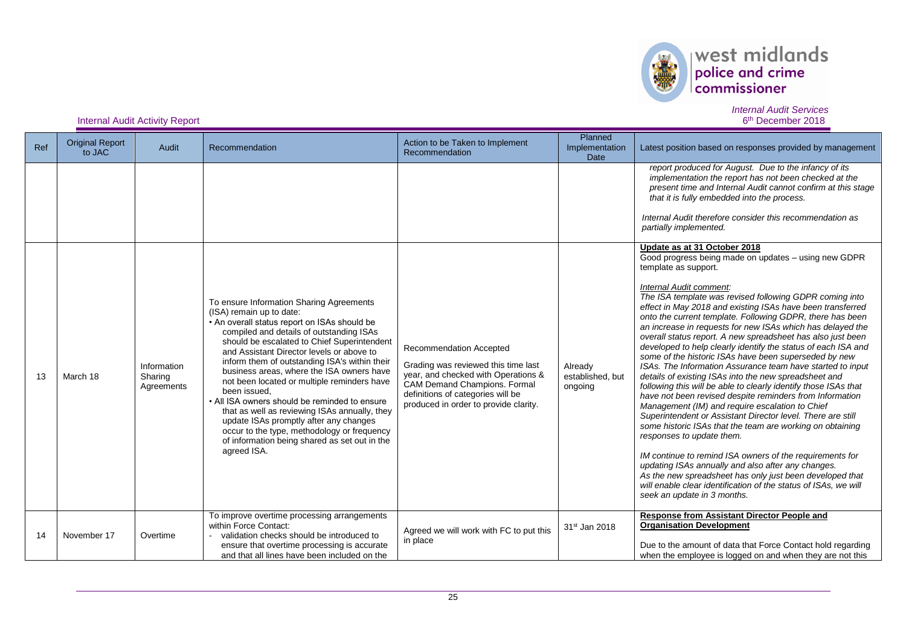| Ref | Original Report to JAC | Audit | Recommendation | Action to be Taken to Implement Recommendation | Planned Implementation Date | Latest position based on responses provided by management |
|---|---|---|---|---|---|---|
| | | | | | | *report produced for August. Due to the infancy of its implementation the report has not been checked at the present time and Internal Audit cannot confirm at this stage that it is fully embedded into the process.*<br><br>*Internal Audit therefore consider this recommendation as partially implemented.* |
| 13 | March 18 | Information Sharing Agreements | To ensure Information Sharing Agreements (ISA) remain up to date:<br>• An overall status report on ISAs should be compiled and details of outstanding ISAs should be escalated to Chief Superintendent and Assistant Director levels or above to inform them of outstanding ISA's within their business areas, where the ISA owners have not been located or multiple reminders have been issued,<br>• All ISA owners should be reminded to ensure that as well as reviewing ISAs annually, they update ISAs promptly after any changes occur to the type, methodology or frequency of information being shared as set out in the agreed ISA. | Recommendation Accepted<br>Grading was reviewed this time last year, and checked with Operations & CAM Demand Champions. Formal definitions of categories will be produced in order to provide clarity. | Already established, but ongoing | **Update as at 31 October 2018**<br>Good progress being made on updates – using new GDPR template as support.<br><br>*Internal Audit comment:*<br>*The ISA template was revised following GDPR coming into effect in May 2018 and existing ISAs have been transferred onto the current template. Following GDPR, there has been an increase in requests for new ISAs which has delayed the overall status report. A new spreadsheet has also just been developed to help clearly identify the status of each ISA and some of the historic ISAs have been superseded by new ISAs. The Information Assurance team have started to input details of existing ISAs into the new spreadsheet and following this will be able to clearly identify those ISAs that have not been revised despite reminders from Information Management (IM) and require escalation to Chief Superintendent or Assistant Director level. There are still some historic ISAs that the team are working on obtaining responses to update them.*<br><br>*IM continue to remind ISA owners of the requirements for updating ISAs annually and also after any changes. As the new spreadsheet has only just been developed that will enable clear identification of the status of ISAs, we will seek an update in 3 months.* |
| 14 | November 17 | Overtime | To improve overtime processing arrangements within Force Contact:<br>- validation checks should be introduced to ensure that overtime processing is accurate and that all lines have been included on the | Agreed we will work with FC to put this in place | 31st Jan 2018 | **Response from Assistant Director People and Organisation Development**<br><br>Due to the amount of data that Force Contact hold regarding when the employee is logged on and when they are not this |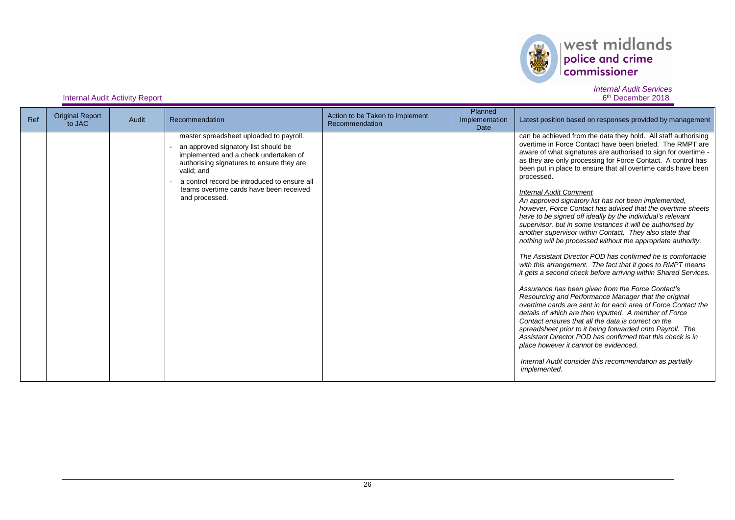| Ref | Original Report to JAC | Audit | Recommendation | Action to be Taken to Implement Recommendation | Planned Implementation Date | Latest position based on responses provided by management |
|---|---|---|---|---|---|---|
| | | | master spreadsheet uploaded to payroll.<br>- an approved signatory list should be implemented and a check undertaken of authorising signatures to ensure they are valid; and<br>- a control record be introduced to ensure all teams overtime cards have been received and processed. | | | can be achieved from the data they hold. All staff authorising overtime in Force Contact have been briefed. The RMPT are aware of what signatures are authorised to sign for overtime - as they are only processing for Force Contact. A control has been put in place to ensure that all overtime cards have been processed.<br><br>*<u>Internal Audit Comment</u>*<br>*An approved signatory list has not been implemented, however, Force Contact has advised that the overtime sheets have to be signed off ideally by the individual's relevant supervisor, but in some instances it will be authorised by another supervisor within Contact. They also state that nothing will be processed without the appropriate authority.*<br><br>*The Assistant Director POD has confirmed he is comfortable with this arrangement. The fact that it goes to RMPT means it gets a second check before arriving within Shared Services.*<br><br>*Assurance has been given from the Force Contact's Resourcing and Performance Manager that the original overtime cards are sent in for each area of Force Contact the details of which are then inputted. A member of Force Contact ensures that all the data is correct on the spreadsheet prior to it being forwarded onto Payroll. The Assistant Director POD has confirmed that this check is in place however it cannot be evidenced.*<br><br>*Internal Audit consider this recommendation as partially implemented.* |